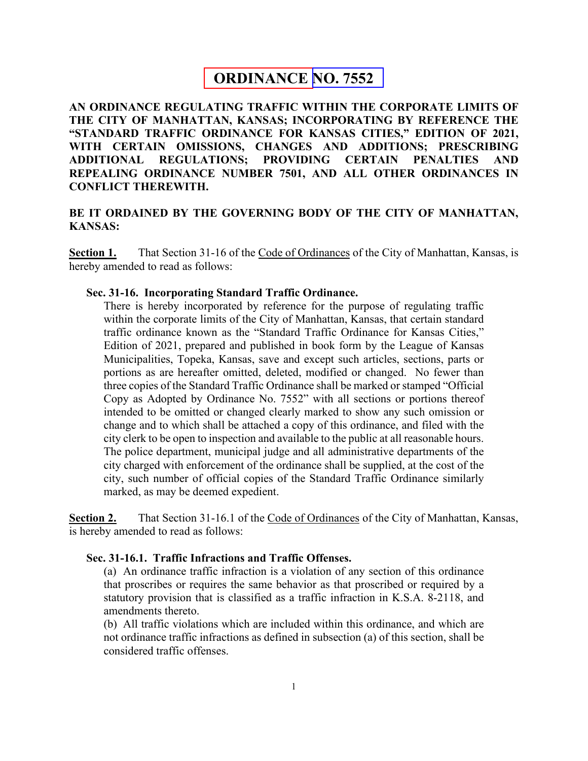# ORDINANCE NO. 7552

**AN ORDINANCE REGULATING TRAFFIC WITHIN THE CORPORATE LIMITS OF THE CITY OF MANHATTAN, KANSAS; INCORPORATING BY REFERENCE THE "STANDARD TRAFFIC ORDINANCE FOR KANSAS CITIES," EDITION OF 2021, WITH CERTAIN OMISSIONS, CHANGES AND ADDITIONS; PRESCRIBING ADDITIONAL REGULATIONS; PROVIDING CERTAIN PENALTIES AND REPEALING ORDINANCE NUMBER 7501, AND ALL OTHER ORDINANCES IN CONFLICT THEREWITH.**

**BE IT ORDAINED BY THE GOVERNING BODY OF THE CITY OF MANHATTAN, KANSAS:**

**Section 1.** That Section 31-16 of the Code of Ordinances of the City of Manhattan, Kansas, is hereby amended to read as follows:

**Sec. 31-16. Incorporating Standard Traffic Ordinance.**

There is hereby incorporated by reference for the purpose of regulating traffic within the corporate limits of the City of Manhattan, Kansas, that certain standard traffic ordinance known as the "Standard Traffic Ordinance for Kansas Cities," Edition of 2021, prepared and published in book form by the League of Kansas Municipalities, Topeka, Kansas, save and except such articles, sections, parts or portions as are hereafter omitted, deleted, modified or changed. No fewer than three copies of the Standard Traffic Ordinance shall be marked or stamped "Official Copy as Adopted by Ordinance No. 7552" with all sections or portions thereof intended to be omitted or changed clearly marked to show any such omission or change and to which shall be attached a copy of this ordinance, and filed with the city clerk to be open to inspection and available to the public at all reasonable hours. The police department, municipal judge and all administrative departments of the city charged with enforcement of the ordinance shall be supplied, at the cost of the city, such number of official copies of the Standard Traffic Ordinance similarly marked, as may be deemed expedient.

**Section 2.** That Section 31-16.1 of the Code of Ordinances of the City of Manhattan, Kansas, is hereby amended to read as follows:

**Sec. 31-16.1. Traffic Infractions and Traffic Offenses.**

(a) An ordinance traffic infraction is a violation of any section of this ordinance that proscribes or requires the same behavior as that proscribed or required by a statutory provision that is classified as a traffic infraction in K.S.A. 8-2118, and amendments thereto.

(b) All traffic violations which are included within this ordinance, and which are not ordinance traffic infractions as defined in subsection (a) of this section, shall be considered traffic offenses.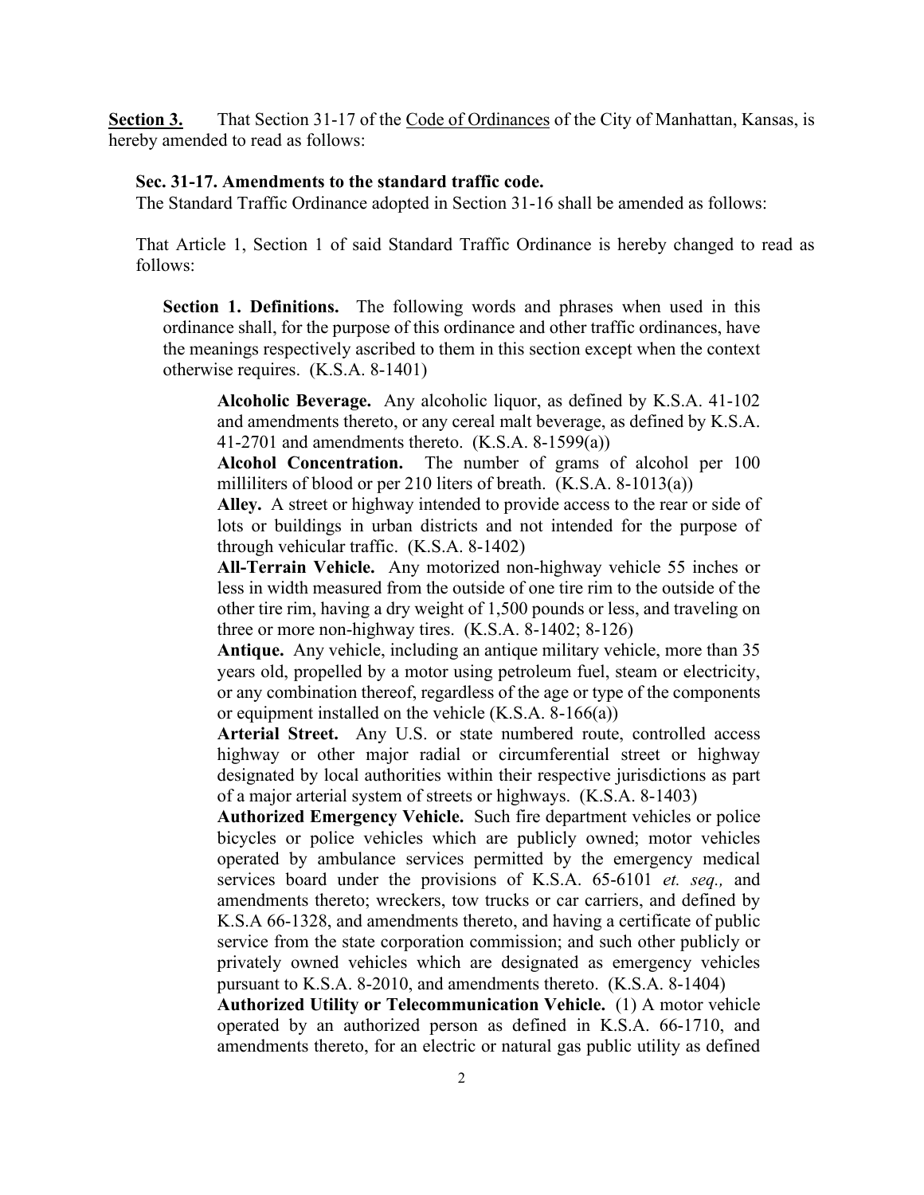**Section 3.** That Section 31-17 of the Code of Ordinances of the City of Manhattan, Kansas, is hereby amended to read as follows:

**Sec. 31-17. Amendments to the standard traffic code.**

The Standard Traffic Ordinance adopted in Section 31-16 shall be amended as follows:

That Article 1, Section 1 of said Standard Traffic Ordinance is hereby changed to read as follows:

**Section 1. Definitions.** The following words and phrases when used in this ordinance shall, for the purpose of this ordinance and other traffic ordinances, have the meanings respectively ascribed to them in this section except when the context otherwise requires. (K.S.A. 8-1401)

**Alcoholic Beverage.** Any alcoholic liquor, as defined by K.S.A. 41-102 and amendments thereto, or any cereal malt beverage, as defined by K.S.A. 41-2701 and amendments thereto. (K.S.A. 8-1599(a))

**Alcohol Concentration.** The number of grams of alcohol per 100 milliliters of blood or per 210 liters of breath. (K.S.A. 8-1013(a))

**Alley.** A street or highway intended to provide access to the rear or side of lots or buildings in urban districts and not intended for the purpose of through vehicular traffic. (K.S.A. 8-1402)

**All-Terrain Vehicle.** Any motorized non-highway vehicle 55 inches or less in width measured from the outside of one tire rim to the outside of the other tire rim, having a dry weight of 1,500 pounds or less, and traveling on three or more non-highway tires. (K.S.A. 8-1402; 8-126)

**Antique.** Any vehicle, including an antique military vehicle, more than 35 years old, propelled by a motor using petroleum fuel, steam or electricity, or any combination thereof, regardless of the age or type of the components or equipment installed on the vehicle (K.S.A. 8-166(a))

**Arterial Street.** Any U.S. or state numbered route, controlled access highway or other major radial or circumferential street or highway designated by local authorities within their respective jurisdictions as part of a major arterial system of streets or highways. (K.S.A. 8-1403)

**Authorized Emergency Vehicle.** Such fire department vehicles or police bicycles or police vehicles which are publicly owned; motor vehicles operated by ambulance services permitted by the emergency medical services board under the provisions of K.S.A. 65-6101 *et. seq.,* and amendments thereto; wreckers, tow trucks or car carriers, and defined by K.S.A 66-1328, and amendments thereto, and having a certificate of public service from the state corporation commission; and such other publicly or privately owned vehicles which are designated as emergency vehicles pursuant to K.S.A. 8-2010, and amendments thereto. (K.S.A. 8-1404)

**Authorized Utility or Telecommunication Vehicle.** (1) A motor vehicle operated by an authorized person as defined in K.S.A. 66-1710, and amendments thereto, for an electric or natural gas public utility as defined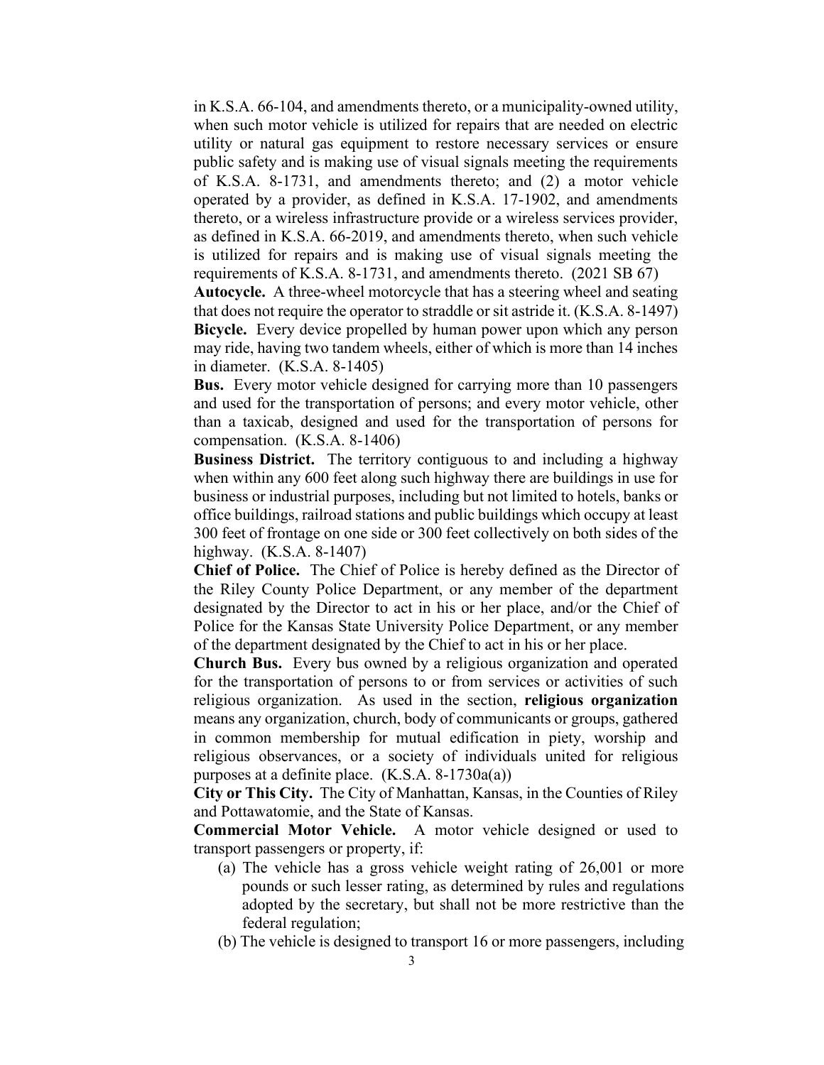in K.S.A. 66-104, and amendments thereto, or a municipality-owned utility, when such motor vehicle is utilized for repairs that are needed on electric utility or natural gas equipment to restore necessary services or ensure public safety and is making use of visual signals meeting the requirements of K.S.A. 8-1731, and amendments thereto; and (2) a motor vehicle operated by a provider, as defined in K.S.A. 17-1902, and amendments thereto, or a wireless infrastructure provide or a wireless services provider, as defined in K.S.A. 66-2019, and amendments thereto, when such vehicle is utilized for repairs and is making use of visual signals meeting the requirements of K.S.A. 8-1731, and amendments thereto. (2021 SB 67)

**Autocycle.** A three-wheel motorcycle that has a steering wheel and seating that does not require the operator to straddle or sit astride it. (K.S.A. 8-1497)

**Bicycle.** Every device propelled by human power upon which any person may ride, having two tandem wheels, either of which is more than 14 inches in diameter. (K.S.A. 8-1405)

**Bus.** Every motor vehicle designed for carrying more than 10 passengers and used for the transportation of persons; and every motor vehicle, other than a taxicab, designed and used for the transportation of persons for compensation. (K.S.A. 8-1406)

**Business District.** The territory contiguous to and including a highway when within any 600 feet along such highway there are buildings in use for business or industrial purposes, including but not limited to hotels, banks or office buildings, railroad stations and public buildings which occupy at least 300 feet of frontage on one side or 300 feet collectively on both sides of the highway. (K.S.A. 8-1407)

**Chief of Police.** The Chief of Police is hereby defined as the Director of the Riley County Police Department, or any member of the department designated by the Director to act in his or her place, and/or the Chief of Police for the Kansas State University Police Department, or any member of the department designated by the Chief to act in his or her place.

**Church Bus.** Every bus owned by a religious organization and operated for the transportation of persons to or from services or activities of such religious organization. As used in the section, **religious organization** means any organization, church, body of communicants or groups, gathered in common membership for mutual edification in piety, worship and religious observances, or a society of individuals united for religious purposes at a definite place. (K.S.A. 8-1730a(a))

**City or This City.** The City of Manhattan, Kansas, in the Counties of Riley and Pottawatomie, and the State of Kansas.

**Commercial Motor Vehicle.** A motor vehicle designed or used to transport passengers or property, if:

(a) The vehicle has a gross vehicle weight rating of 26,001 or more pounds or such lesser rating, as determined by rules and regulations adopted by the secretary, but shall not be more restrictive than the federal regulation;

(b) The vehicle is designed to transport 16 or more passengers, including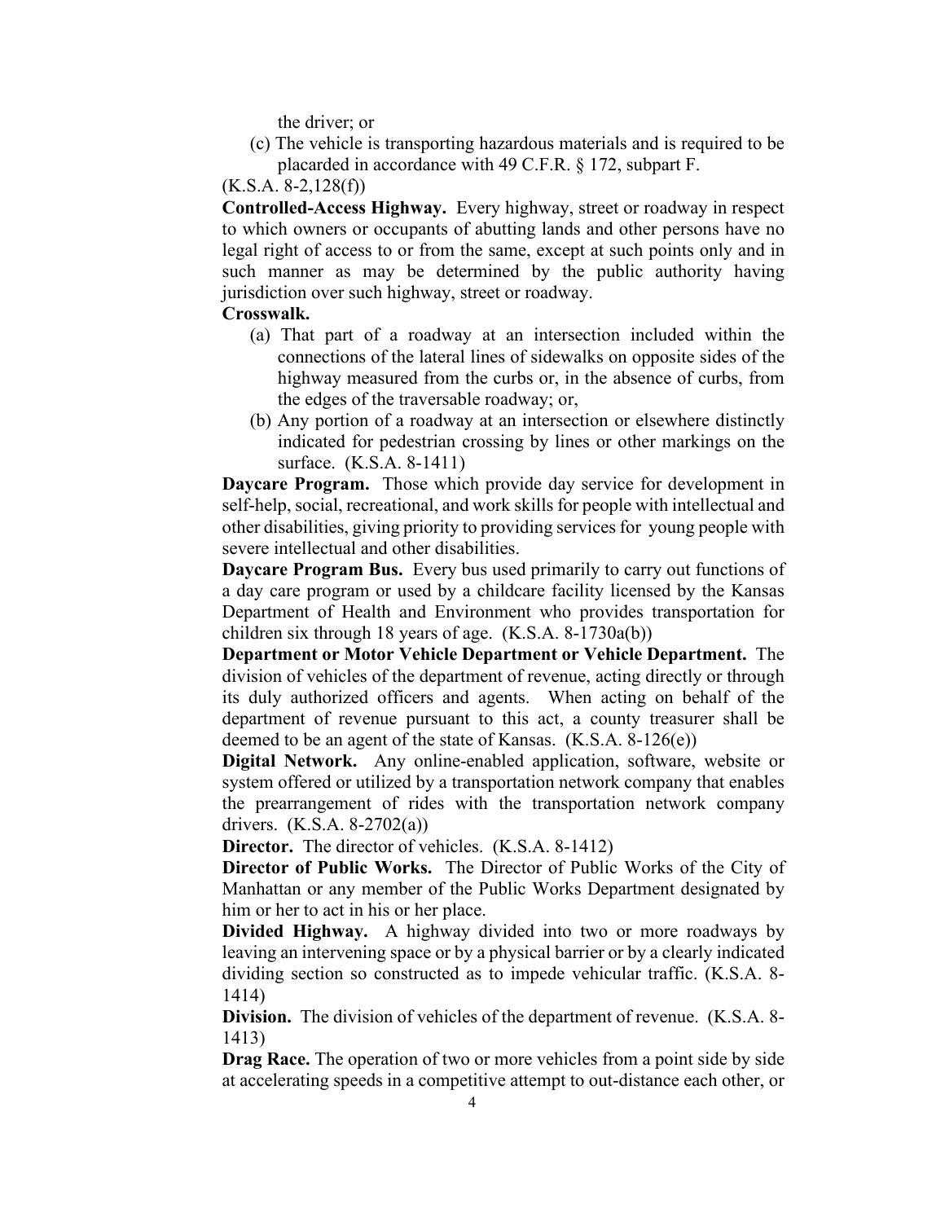the driver; or

(c) The vehicle is transporting hazardous materials and is required to be placarded in accordance with 49 C.F.R. § 172, subpart F.

(K.S.A. 8-2,128(f))

**Controlled-Access Highway.** Every highway, street or roadway in respect to which owners or occupants of abutting lands and other persons have no legal right of access to or from the same, except at such points only and in such manner as may be determined by the public authority having jurisdiction over such highway, street or roadway.

**Crosswalk.**

(a) That part of a roadway at an intersection included within the connections of the lateral lines of sidewalks on opposite sides of the highway measured from the curbs or, in the absence of curbs, from the edges of the traversable roadway; or,

(b) Any portion of a roadway at an intersection or elsewhere distinctly indicated for pedestrian crossing by lines or other markings on the surface. (K.S.A. 8-1411)

**Daycare Program.** Those which provide day service for development in self-help, social, recreational, and work skills for people with intellectual and other disabilities, giving priority to providing services for young people with severe intellectual and other disabilities.

**Daycare Program Bus.** Every bus used primarily to carry out functions of a day care program or used by a childcare facility licensed by the Kansas Department of Health and Environment who provides transportation for children six through 18 years of age. (K.S.A. 8-1730a(b))

**Department or Motor Vehicle Department or Vehicle Department.** The division of vehicles of the department of revenue, acting directly or through its duly authorized officers and agents. When acting on behalf of the department of revenue pursuant to this act, a county treasurer shall be deemed to be an agent of the state of Kansas. (K.S.A. 8-126(e))

**Digital Network.** Any online-enabled application, software, website or system offered or utilized by a transportation network company that enables the prearrangement of rides with the transportation network company drivers. (K.S.A. 8-2702(a))

**Director.** The director of vehicles. (K.S.A. 8-1412)

**Director of Public Works.** The Director of Public Works of the City of Manhattan or any member of the Public Works Department designated by him or her to act in his or her place.

**Divided Highway.** A highway divided into two or more roadways by leaving an intervening space or by a physical barrier or by a clearly indicated dividing section so constructed as to impede vehicular traffic. (K.S.A. 8-1414)

**Division.** The division of vehicles of the department of revenue. (K.S.A. 8-1413)

**Drag Race.** The operation of two or more vehicles from a point side by side at accelerating speeds in a competitive attempt to out-distance each other, or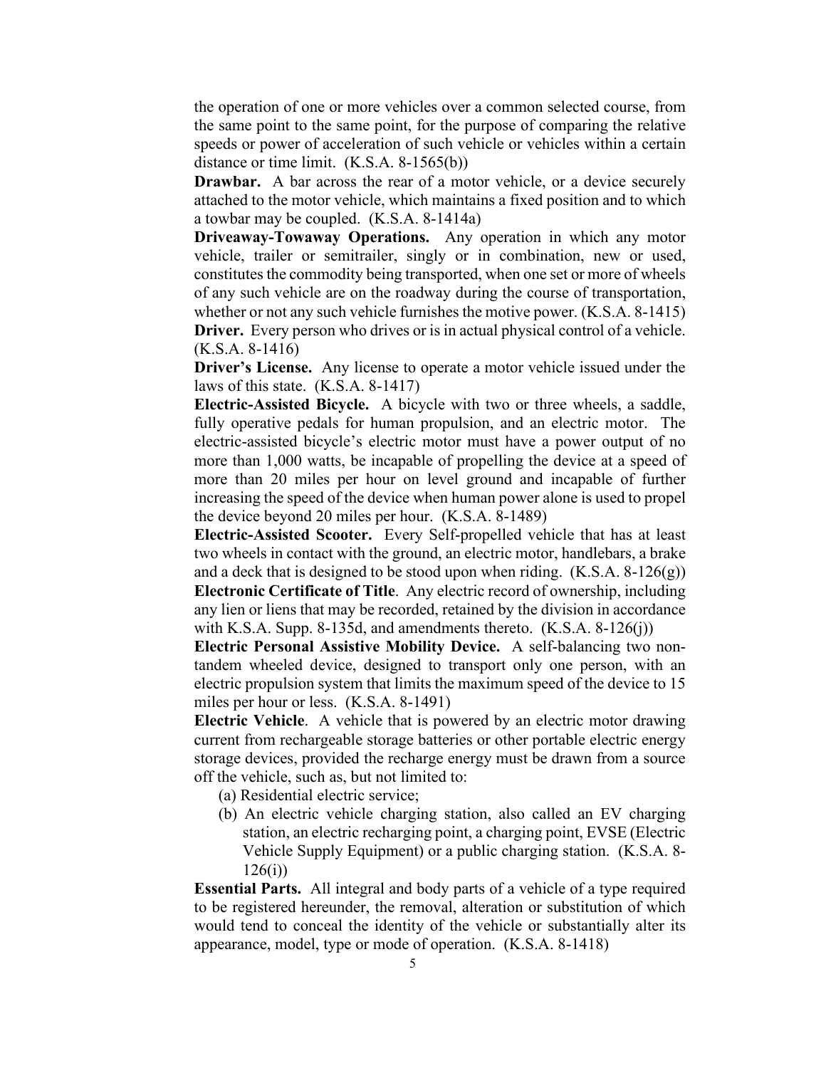the operation of one or more vehicles over a common selected course, from the same point to the same point, for the purpose of comparing the relative speeds or power of acceleration of such vehicle or vehicles within a certain distance or time limit. (K.S.A. 8-1565(b))

**Drawbar.** A bar across the rear of a motor vehicle, or a device securely attached to the motor vehicle, which maintains a fixed position and to which a towbar may be coupled. (K.S.A. 8-1414a)

**Driveaway-Towaway Operations.** Any operation in which any motor vehicle, trailer or semitrailer, singly or in combination, new or used, constitutes the commodity being transported, when one set or more of wheels of any such vehicle are on the roadway during the course of transportation, whether or not any such vehicle furnishes the motive power. (K.S.A. 8-1415)

**Driver.** Every person who drives or is in actual physical control of a vehicle. (K.S.A. 8-1416)

**Driver's License.** Any license to operate a motor vehicle issued under the laws of this state. (K.S.A. 8-1417)

**Electric-Assisted Bicycle.** A bicycle with two or three wheels, a saddle, fully operative pedals for human propulsion, and an electric motor. The electric-assisted bicycle's electric motor must have a power output of no more than 1,000 watts, be incapable of propelling the device at a speed of more than 20 miles per hour on level ground and incapable of further increasing the speed of the device when human power alone is used to propel the device beyond 20 miles per hour. (K.S.A. 8-1489)

**Electric-Assisted Scooter.** Every Self-propelled vehicle that has at least two wheels in contact with the ground, an electric motor, handlebars, a brake and a deck that is designed to be stood upon when riding. (K.S.A. 8-126(g))

**Electronic Certificate of Title**. Any electric record of ownership, including any lien or liens that may be recorded, retained by the division in accordance with K.S.A. Supp. 8-135d, and amendments thereto. (K.S.A. 8-126(j))

**Electric Personal Assistive Mobility Device.** A self-balancing two non-tandem wheeled device, designed to transport only one person, with an electric propulsion system that limits the maximum speed of the device to 15 miles per hour or less. (K.S.A. 8-1491)

**Electric Vehicle**. A vehicle that is powered by an electric motor drawing current from rechargeable storage batteries or other portable electric energy storage devices, provided the recharge energy must be drawn from a source off the vehicle, such as, but not limited to:

(a) Residential electric service;

(b) An electric vehicle charging station, also called an EV charging station, an electric recharging point, a charging point, EVSE (Electric Vehicle Supply Equipment) or a public charging station. (K.S.A. 8-126(i))

**Essential Parts.** All integral and body parts of a vehicle of a type required to be registered hereunder, the removal, alteration or substitution of which would tend to conceal the identity of the vehicle or substantially alter its appearance, model, type or mode of operation. (K.S.A. 8-1418)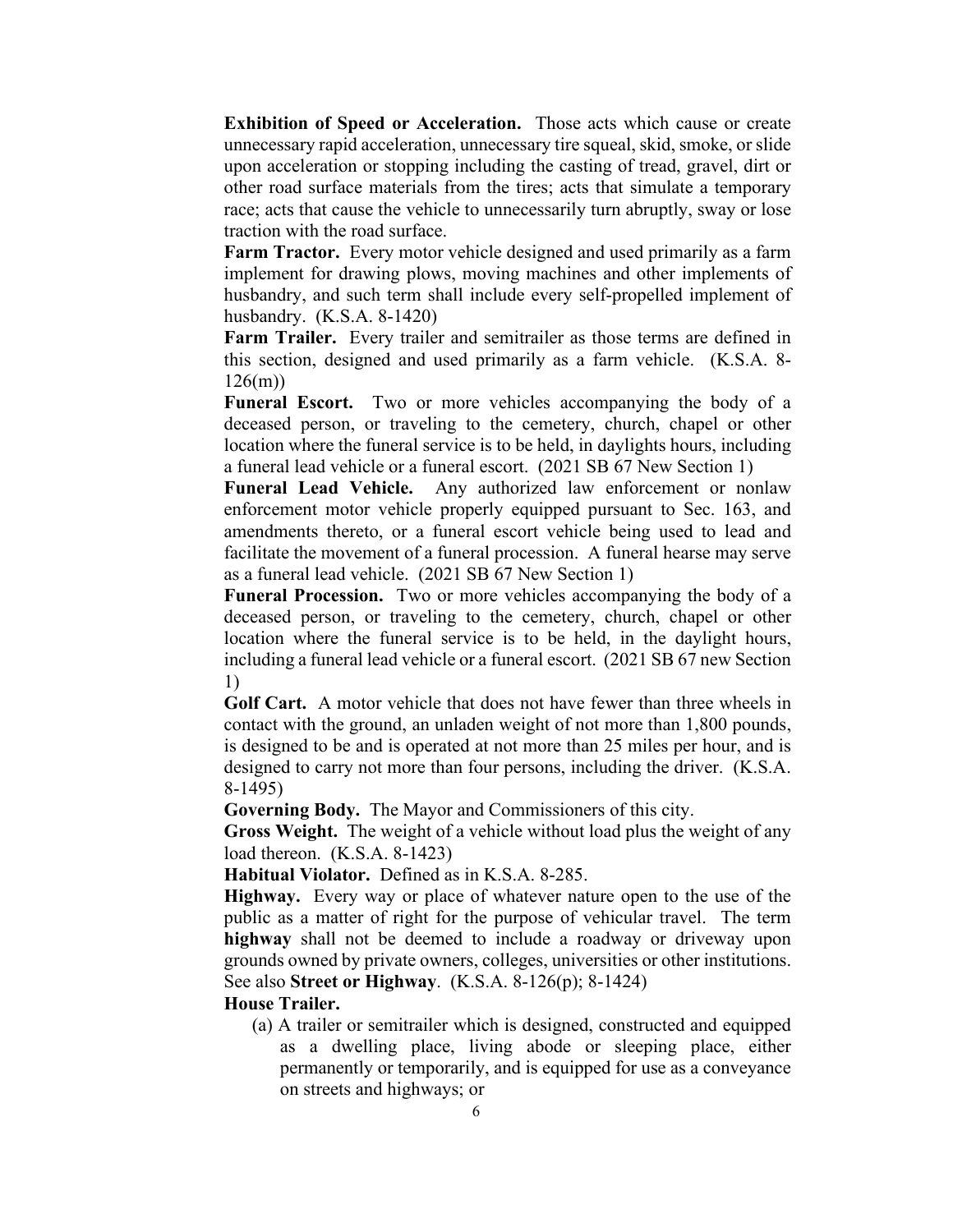**Exhibition of Speed or Acceleration.** Those acts which cause or create unnecessary rapid acceleration, unnecessary tire squeal, skid, smoke, or slide upon acceleration or stopping including the casting of tread, gravel, dirt or other road surface materials from the tires; acts that simulate a temporary race; acts that cause the vehicle to unnecessarily turn abruptly, sway or lose traction with the road surface.

**Farm Tractor.** Every motor vehicle designed and used primarily as a farm implement for drawing plows, moving machines and other implements of husbandry, and such term shall include every self-propelled implement of husbandry. (K.S.A. 8-1420)

**Farm Trailer.** Every trailer and semitrailer as those terms are defined in this section, designed and used primarily as a farm vehicle. (K.S.A. 8-126(m))

**Funeral Escort.** Two or more vehicles accompanying the body of a deceased person, or traveling to the cemetery, church, chapel or other location where the funeral service is to be held, in daylights hours, including a funeral lead vehicle or a funeral escort. (2021 SB 67 New Section 1)

**Funeral Lead Vehicle.** Any authorized law enforcement or nonlaw enforcement motor vehicle properly equipped pursuant to Sec. 163, and amendments thereto, or a funeral escort vehicle being used to lead and facilitate the movement of a funeral procession. A funeral hearse may serve as a funeral lead vehicle. (2021 SB 67 New Section 1)

**Funeral Procession.** Two or more vehicles accompanying the body of a deceased person, or traveling to the cemetery, church, chapel or other location where the funeral service is to be held, in the daylight hours, including a funeral lead vehicle or a funeral escort. (2021 SB 67 new Section 1)

**Golf Cart.** A motor vehicle that does not have fewer than three wheels in contact with the ground, an unladen weight of not more than 1,800 pounds, is designed to be and is operated at not more than 25 miles per hour, and is designed to carry not more than four persons, including the driver. (K.S.A. 8-1495)

**Governing Body.** The Mayor and Commissioners of this city.

**Gross Weight.** The weight of a vehicle without load plus the weight of any load thereon. (K.S.A. 8-1423)

**Habitual Violator.** Defined as in K.S.A. 8-285.

**Highway.** Every way or place of whatever nature open to the use of the public as a matter of right for the purpose of vehicular travel. The term **highway** shall not be deemed to include a roadway or driveway upon grounds owned by private owners, colleges, universities or other institutions. See also **Street or Highway**. (K.S.A. 8-126(p); 8-1424)

**House Trailer.**

(a) A trailer or semitrailer which is designed, constructed and equipped as a dwelling place, living abode or sleeping place, either permanently or temporarily, and is equipped for use as a conveyance on streets and highways; or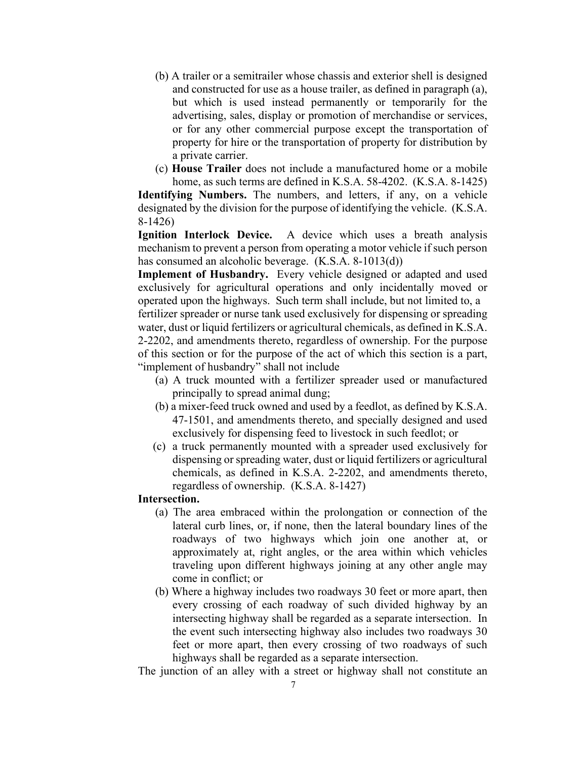(b) A trailer or a semitrailer whose chassis and exterior shell is designed and constructed for use as a house trailer, as defined in paragraph (a), but which is used instead permanently or temporarily for the advertising, sales, display or promotion of merchandise or services, or for any other commercial purpose except the transportation of property for hire or the transportation of property for distribution by a private carrier.

(c) **House Trailer** does not include a manufactured home or a mobile home, as such terms are defined in K.S.A. 58-4202. (K.S.A. 8-1425)

**Identifying Numbers.** The numbers, and letters, if any, on a vehicle designated by the division for the purpose of identifying the vehicle. (K.S.A. 8-1426)

**Ignition Interlock Device.** A device which uses a breath analysis mechanism to prevent a person from operating a motor vehicle if such person has consumed an alcoholic beverage. (K.S.A. 8-1013(d))

**Implement of Husbandry.** Every vehicle designed or adapted and used exclusively for agricultural operations and only incidentally moved or operated upon the highways. Such term shall include, but not limited to, a fertilizer spreader or nurse tank used exclusively for dispensing or spreading water, dust or liquid fertilizers or agricultural chemicals, as defined in K.S.A. 2-2202, and amendments thereto, regardless of ownership. For the purpose of this section or for the purpose of the act of which this section is a part, "implement of husbandry" shall not include

(a) A truck mounted with a fertilizer spreader used or manufactured principally to spread animal dung;

(b) a mixer-feed truck owned and used by a feedlot, as defined by K.S.A. 47-1501, and amendments thereto, and specially designed and used exclusively for dispensing feed to livestock in such feedlot; or

(c) a truck permanently mounted with a spreader used exclusively for dispensing or spreading water, dust or liquid fertilizers or agricultural chemicals, as defined in K.S.A. 2-2202, and amendments thereto, regardless of ownership. (K.S.A. 8-1427)

**Intersection.**

(a) The area embraced within the prolongation or connection of the lateral curb lines, or, if none, then the lateral boundary lines of the roadways of two highways which join one another at, or approximately at, right angles, or the area within which vehicles traveling upon different highways joining at any other angle may come in conflict; or

(b) Where a highway includes two roadways 30 feet or more apart, then every crossing of each roadway of such divided highway by an intersecting highway shall be regarded as a separate intersection. In the event such intersecting highway also includes two roadways 30 feet or more apart, then every crossing of two roadways of such highways shall be regarded as a separate intersection.

The junction of an alley with a street or highway shall not constitute an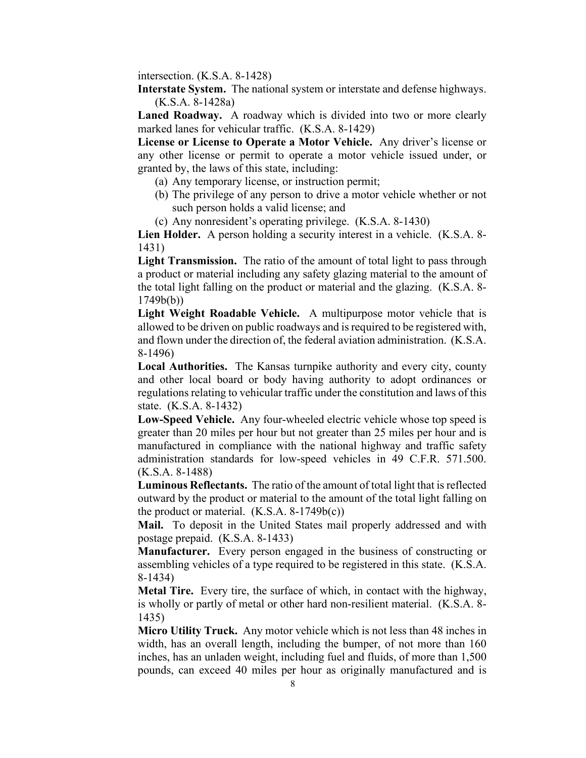intersection. (K.S.A. 8-1428)

**Interstate System.** The national system or interstate and defense highways. (K.S.A. 8-1428a)

**Laned Roadway.** A roadway which is divided into two or more clearly marked lanes for vehicular traffic. (K.S.A. 8-1429)

**License or License to Operate a Motor Vehicle.** Any driver's license or any other license or permit to operate a motor vehicle issued under, or granted by, the laws of this state, including:

(a) Any temporary license, or instruction permit;
(b) The privilege of any person to drive a motor vehicle whether or not such person holds a valid license; and
(c) Any nonresident's operating privilege. (K.S.A. 8-1430)

**Lien Holder.** A person holding a security interest in a vehicle. (K.S.A. 8-1431)

**Light Transmission.** The ratio of the amount of total light to pass through a product or material including any safety glazing material to the amount of the total light falling on the product or material and the glazing. (K.S.A. 8-1749b(b))

**Light Weight Roadable Vehicle.** A multipurpose motor vehicle that is allowed to be driven on public roadways and is required to be registered with, and flown under the direction of, the federal aviation administration. (K.S.A. 8-1496)

**Local Authorities.** The Kansas turnpike authority and every city, county and other local board or body having authority to adopt ordinances or regulations relating to vehicular traffic under the constitution and laws of this state. (K.S.A. 8-1432)

**Low-Speed Vehicle.** Any four-wheeled electric vehicle whose top speed is greater than 20 miles per hour but not greater than 25 miles per hour and is manufactured in compliance with the national highway and traffic safety administration standards for low-speed vehicles in 49 C.F.R. 571.500. (K.S.A. 8-1488)

**Luminous Reflectants.** The ratio of the amount of total light that is reflected outward by the product or material to the amount of the total light falling on the product or material. (K.S.A. 8-1749b(c))

**Mail.** To deposit in the United States mail properly addressed and with postage prepaid. (K.S.A. 8-1433)

**Manufacturer.** Every person engaged in the business of constructing or assembling vehicles of a type required to be registered in this state. (K.S.A. 8-1434)

**Metal Tire.** Every tire, the surface of which, in contact with the highway, is wholly or partly of metal or other hard non-resilient material. (K.S.A. 8-1435)

**Micro Utility Truck.** Any motor vehicle which is not less than 48 inches in width, has an overall length, including the bumper, of not more than 160 inches, has an unladen weight, including fuel and fluids, of more than 1,500 pounds, can exceed 40 miles per hour as originally manufactured and is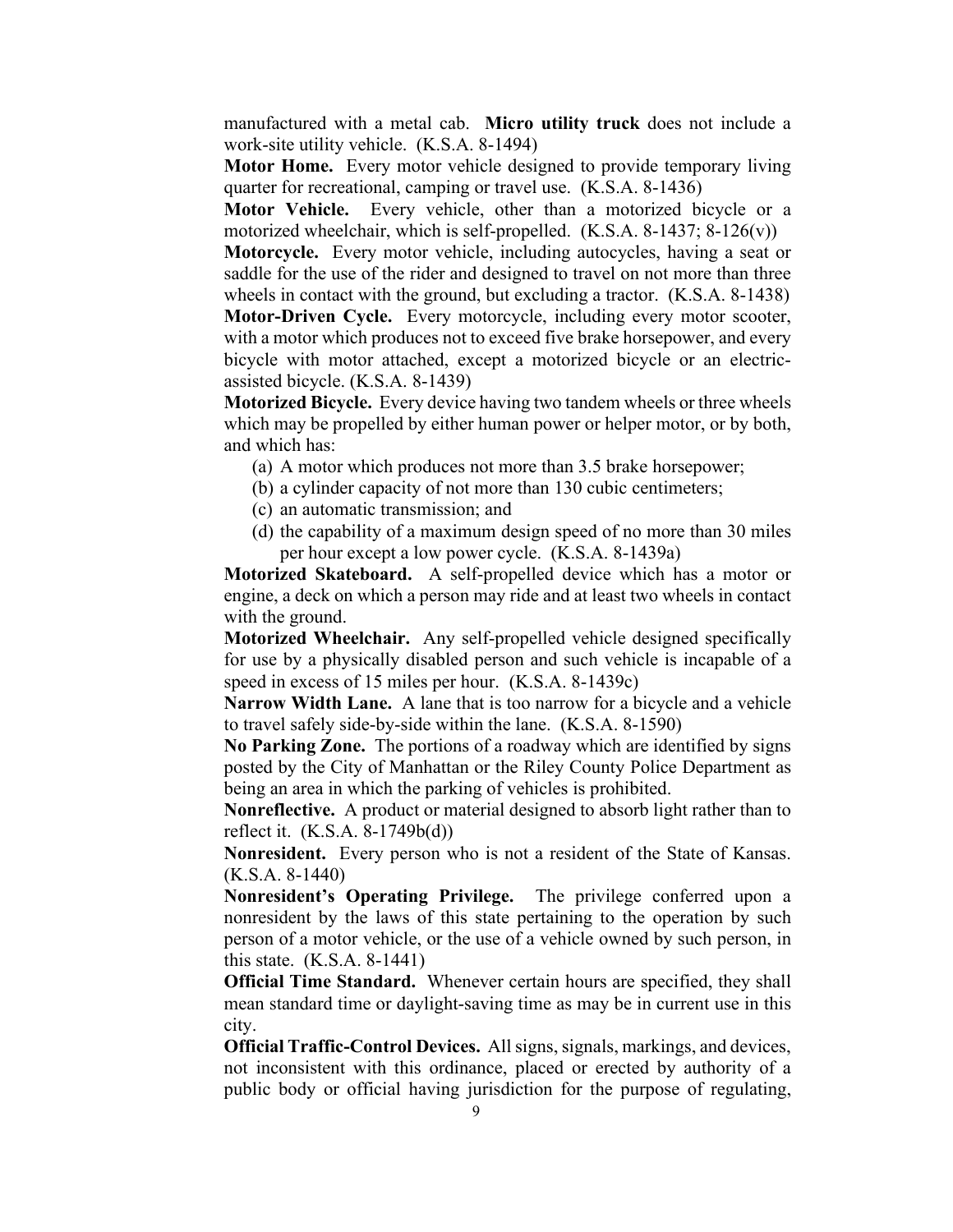manufactured with a metal cab. **Micro utility truck** does not include a work-site utility vehicle. (K.S.A. 8-1494)

**Motor Home.** Every motor vehicle designed to provide temporary living quarter for recreational, camping or travel use. (K.S.A. 8-1436)

**Motor Vehicle.** Every vehicle, other than a motorized bicycle or a motorized wheelchair, which is self-propelled. (K.S.A. 8-1437; 8-126(v))

**Motorcycle.** Every motor vehicle, including autocycles, having a seat or saddle for the use of the rider and designed to travel on not more than three wheels in contact with the ground, but excluding a tractor. (K.S.A. 8-1438)

**Motor-Driven Cycle.** Every motorcycle, including every motor scooter, with a motor which produces not to exceed five brake horsepower, and every bicycle with motor attached, except a motorized bicycle or an electric-assisted bicycle. (K.S.A. 8-1439)

**Motorized Bicycle.** Every device having two tandem wheels or three wheels which may be propelled by either human power or helper motor, or by both, and which has:

(a) A motor which produces not more than 3.5 brake horsepower;
(b) a cylinder capacity of not more than 130 cubic centimeters;
(c) an automatic transmission; and
(d) the capability of a maximum design speed of no more than 30 miles per hour except a low power cycle. (K.S.A. 8-1439a)

**Motorized Skateboard.** A self-propelled device which has a motor or engine, a deck on which a person may ride and at least two wheels in contact with the ground.

**Motorized Wheelchair.** Any self-propelled vehicle designed specifically for use by a physically disabled person and such vehicle is incapable of a speed in excess of 15 miles per hour. (K.S.A. 8-1439c)

**Narrow Width Lane.** A lane that is too narrow for a bicycle and a vehicle to travel safely side-by-side within the lane. (K.S.A. 8-1590)

**No Parking Zone.** The portions of a roadway which are identified by signs posted by the City of Manhattan or the Riley County Police Department as being an area in which the parking of vehicles is prohibited.

**Nonreflective.** A product or material designed to absorb light rather than to reflect it. (K.S.A. 8-1749b(d))

**Nonresident.** Every person who is not a resident of the State of Kansas. (K.S.A. 8-1440)

**Nonresident's Operating Privilege.** The privilege conferred upon a nonresident by the laws of this state pertaining to the operation by such person of a motor vehicle, or the use of a vehicle owned by such person, in this state. (K.S.A. 8-1441)

**Official Time Standard.** Whenever certain hours are specified, they shall mean standard time or daylight-saving time as may be in current use in this city.

**Official Traffic-Control Devices.** All signs, signals, markings, and devices, not inconsistent with this ordinance, placed or erected by authority of a public body or official having jurisdiction for the purpose of regulating,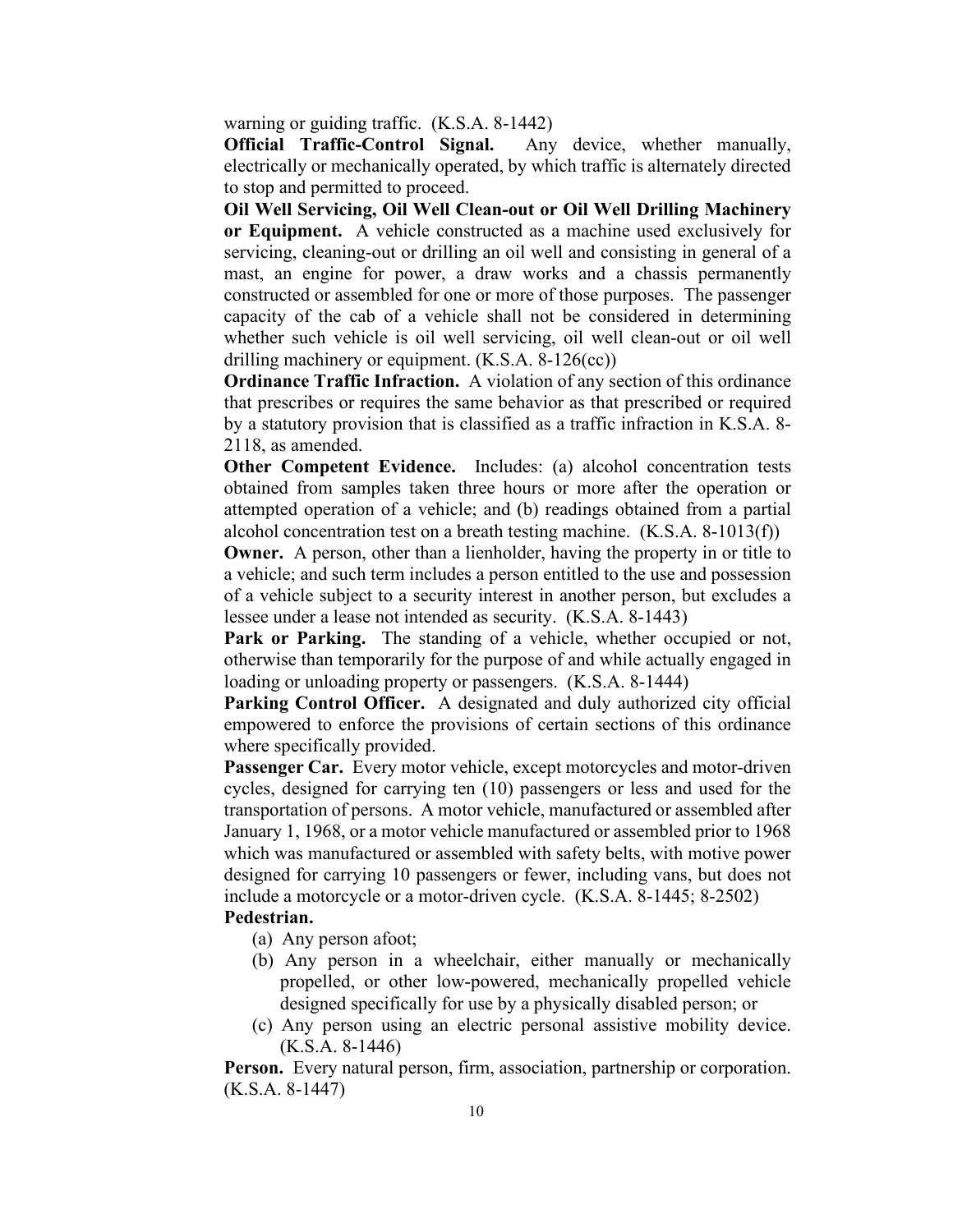warning or guiding traffic. (K.S.A. 8-1442)

**Official Traffic-Control Signal.** Any device, whether manually, electrically or mechanically operated, by which traffic is alternately directed to stop and permitted to proceed.

**Oil Well Servicing, Oil Well Clean-out or Oil Well Drilling Machinery or Equipment.** A vehicle constructed as a machine used exclusively for servicing, cleaning-out or drilling an oil well and consisting in general of a mast, an engine for power, a draw works and a chassis permanently constructed or assembled for one or more of those purposes. The passenger capacity of the cab of a vehicle shall not be considered in determining whether such vehicle is oil well servicing, oil well clean-out or oil well drilling machinery or equipment. (K.S.A. 8-126(cc))

**Ordinance Traffic Infraction.** A violation of any section of this ordinance that prescribes or requires the same behavior as that prescribed or required by a statutory provision that is classified as a traffic infraction in K.S.A. 8-2118, as amended.

**Other Competent Evidence.** Includes: (a) alcohol concentration tests obtained from samples taken three hours or more after the operation or attempted operation of a vehicle; and (b) readings obtained from a partial alcohol concentration test on a breath testing machine. (K.S.A. 8-1013(f))

**Owner.** A person, other than a lienholder, having the property in or title to a vehicle; and such term includes a person entitled to the use and possession of a vehicle subject to a security interest in another person, but excludes a lessee under a lease not intended as security. (K.S.A. 8-1443)

**Park or Parking.** The standing of a vehicle, whether occupied or not, otherwise than temporarily for the purpose of and while actually engaged in loading or unloading property or passengers. (K.S.A. 8-1444)

**Parking Control Officer.** A designated and duly authorized city official empowered to enforce the provisions of certain sections of this ordinance where specifically provided.

**Passenger Car.** Every motor vehicle, except motorcycles and motor-driven cycles, designed for carrying ten (10) passengers or less and used for the transportation of persons. A motor vehicle, manufactured or assembled after January 1, 1968, or a motor vehicle manufactured or assembled prior to 1968 which was manufactured or assembled with safety belts, with motive power designed for carrying 10 passengers or fewer, including vans, but does not include a motorcycle or a motor-driven cycle. (K.S.A. 8-1445; 8-2502)

**Pedestrian.**

(a) Any person afoot;
(b) Any person in a wheelchair, either manually or mechanically propelled, or other low-powered, mechanically propelled vehicle designed specifically for use by a physically disabled person; or
(c) Any person using an electric personal assistive mobility device. (K.S.A. 8-1446)

**Person.** Every natural person, firm, association, partnership or corporation. (K.S.A. 8-1447)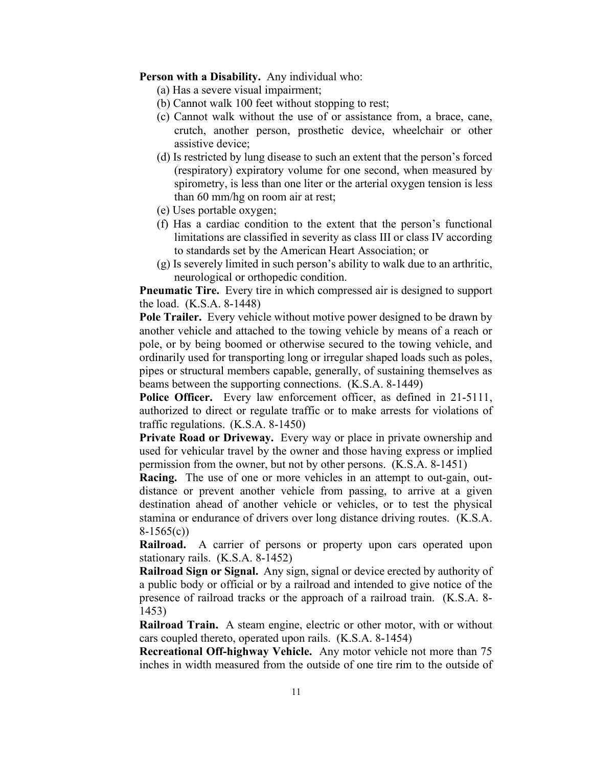**Person with a Disability.** Any individual who:

(a) Has a severe visual impairment;

(b) Cannot walk 100 feet without stopping to rest;

(c) Cannot walk without the use of or assistance from, a brace, cane, crutch, another person, prosthetic device, wheelchair or other assistive device;

(d) Is restricted by lung disease to such an extent that the person's forced (respiratory) expiratory volume for one second, when measured by spirometry, is less than one liter or the arterial oxygen tension is less than 60 mm/hg on room air at rest;

(e) Uses portable oxygen;

(f) Has a cardiac condition to the extent that the person's functional limitations are classified in severity as class III or class IV according to standards set by the American Heart Association; or

(g) Is severely limited in such person's ability to walk due to an arthritic, neurological or orthopedic condition.

**Pneumatic Tire.** Every tire in which compressed air is designed to support the load. (K.S.A. 8-1448)

**Pole Trailer.** Every vehicle without motive power designed to be drawn by another vehicle and attached to the towing vehicle by means of a reach or pole, or by being boomed or otherwise secured to the towing vehicle, and ordinarily used for transporting long or irregular shaped loads such as poles, pipes or structural members capable, generally, of sustaining themselves as beams between the supporting connections. (K.S.A. 8-1449)

**Police Officer.** Every law enforcement officer, as defined in 21-5111, authorized to direct or regulate traffic or to make arrests for violations of traffic regulations. (K.S.A. 8-1450)

**Private Road or Driveway.** Every way or place in private ownership and used for vehicular travel by the owner and those having express or implied permission from the owner, but not by other persons. (K.S.A. 8-1451)

**Racing.** The use of one or more vehicles in an attempt to out-gain, out-distance or prevent another vehicle from passing, to arrive at a given destination ahead of another vehicle or vehicles, or to test the physical stamina or endurance of drivers over long distance driving routes. (K.S.A. 8-1565(c))

**Railroad.** A carrier of persons or property upon cars operated upon stationary rails. (K.S.A. 8-1452)

**Railroad Sign or Signal.** Any sign, signal or device erected by authority of a public body or official or by a railroad and intended to give notice of the presence of railroad tracks or the approach of a railroad train. (K.S.A. 8-1453)

**Railroad Train.** A steam engine, electric or other motor, with or without cars coupled thereto, operated upon rails. (K.S.A. 8-1454)

**Recreational Off-highway Vehicle.** Any motor vehicle not more than 75 inches in width measured from the outside of one tire rim to the outside of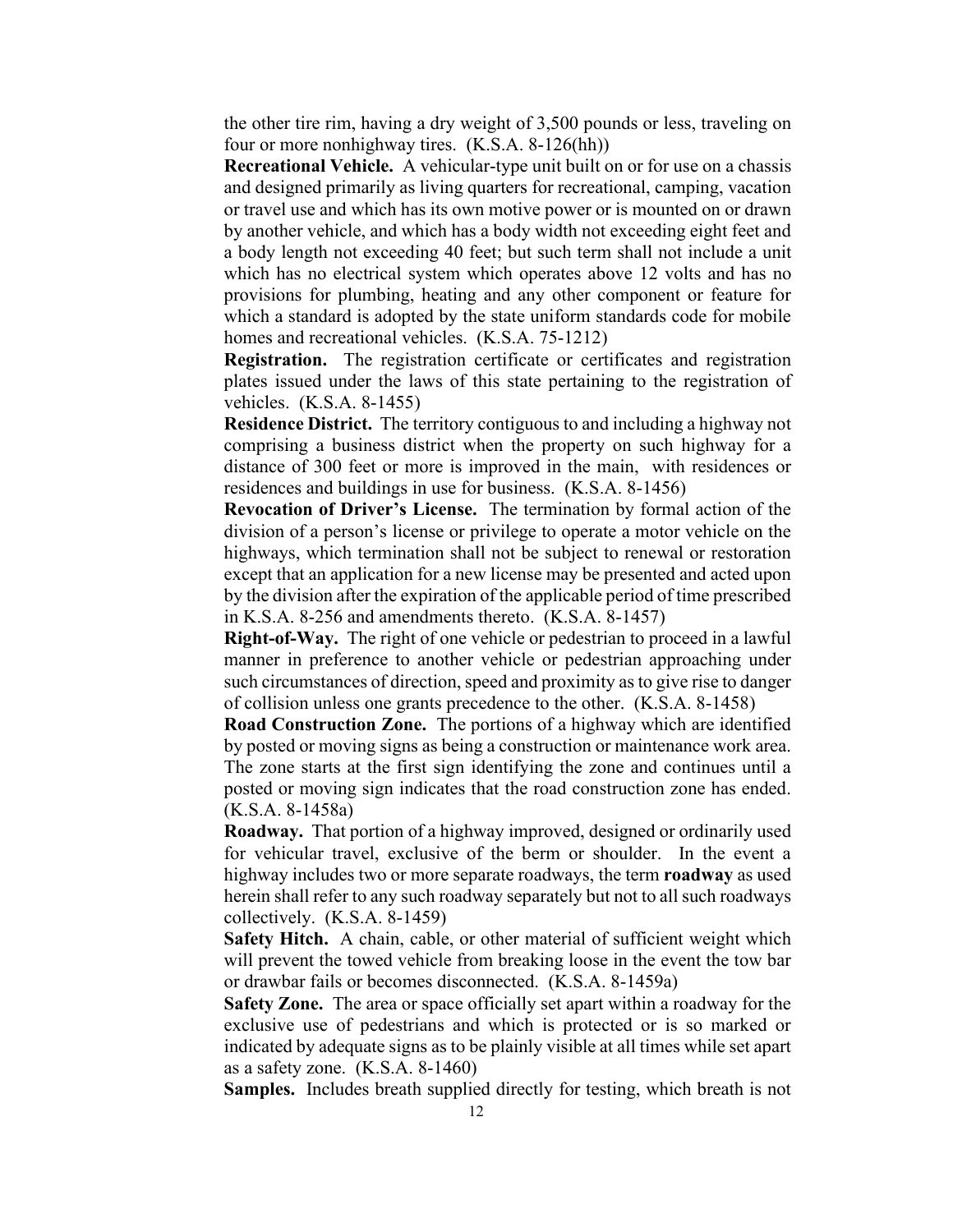the other tire rim, having a dry weight of 3,500 pounds or less, traveling on four or more nonhighway tires. (K.S.A. 8-126(hh))

**Recreational Vehicle.** A vehicular-type unit built on or for use on a chassis and designed primarily as living quarters for recreational, camping, vacation or travel use and which has its own motive power or is mounted on or drawn by another vehicle, and which has a body width not exceeding eight feet and a body length not exceeding 40 feet; but such term shall not include a unit which has no electrical system which operates above 12 volts and has no provisions for plumbing, heating and any other component or feature for which a standard is adopted by the state uniform standards code for mobile homes and recreational vehicles. (K.S.A. 75-1212)

**Registration.** The registration certificate or certificates and registration plates issued under the laws of this state pertaining to the registration of vehicles. (K.S.A. 8-1455)

**Residence District.** The territory contiguous to and including a highway not comprising a business district when the property on such highway for a distance of 300 feet or more is improved in the main, with residences or residences and buildings in use for business. (K.S.A. 8-1456)

**Revocation of Driver's License.** The termination by formal action of the division of a person's license or privilege to operate a motor vehicle on the highways, which termination shall not be subject to renewal or restoration except that an application for a new license may be presented and acted upon by the division after the expiration of the applicable period of time prescribed in K.S.A. 8-256 and amendments thereto. (K.S.A. 8-1457)

**Right-of-Way.** The right of one vehicle or pedestrian to proceed in a lawful manner in preference to another vehicle or pedestrian approaching under such circumstances of direction, speed and proximity as to give rise to danger of collision unless one grants precedence to the other. (K.S.A. 8-1458)

**Road Construction Zone.** The portions of a highway which are identified by posted or moving signs as being a construction or maintenance work area. The zone starts at the first sign identifying the zone and continues until a posted or moving sign indicates that the road construction zone has ended. (K.S.A. 8-1458a)

**Roadway.** That portion of a highway improved, designed or ordinarily used for vehicular travel, exclusive of the berm or shoulder. In the event a highway includes two or more separate roadways, the term **roadway** as used herein shall refer to any such roadway separately but not to all such roadways collectively. (K.S.A. 8-1459)

**Safety Hitch.** A chain, cable, or other material of sufficient weight which will prevent the towed vehicle from breaking loose in the event the tow bar or drawbar fails or becomes disconnected. (K.S.A. 8-1459a)

**Safety Zone.** The area or space officially set apart within a roadway for the exclusive use of pedestrians and which is protected or is so marked or indicated by adequate signs as to be plainly visible at all times while set apart as a safety zone. (K.S.A. 8-1460)

**Samples.** Includes breath supplied directly for testing, which breath is not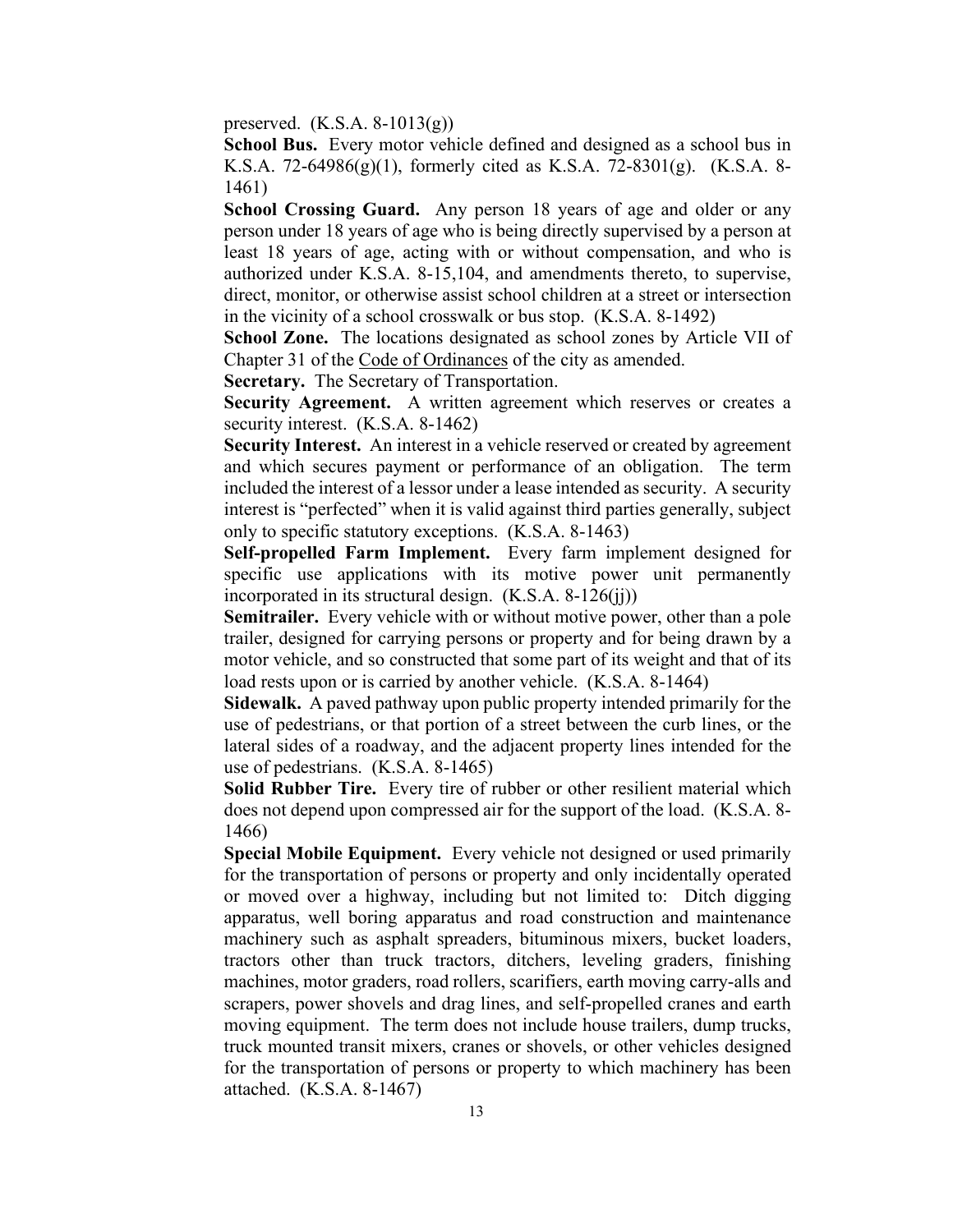preserved. (K.S.A. 8-1013(g))

**School Bus.** Every motor vehicle defined and designed as a school bus in K.S.A. 72-64986(g)(1), formerly cited as K.S.A. 72-8301(g). (K.S.A. 8-1461)

**School Crossing Guard.** Any person 18 years of age and older or any person under 18 years of age who is being directly supervised by a person at least 18 years of age, acting with or without compensation, and who is authorized under K.S.A. 8-15,104, and amendments thereto, to supervise, direct, monitor, or otherwise assist school children at a street or intersection in the vicinity of a school crosswalk or bus stop. (K.S.A. 8-1492)

**School Zone.** The locations designated as school zones by Article VII of Chapter 31 of the Code of Ordinances of the city as amended.

**Secretary.** The Secretary of Transportation.

**Security Agreement.** A written agreement which reserves or creates a security interest. (K.S.A. 8-1462)

**Security Interest.** An interest in a vehicle reserved or created by agreement and which secures payment or performance of an obligation. The term included the interest of a lessor under a lease intended as security. A security interest is "perfected" when it is valid against third parties generally, subject only to specific statutory exceptions. (K.S.A. 8-1463)

**Self-propelled Farm Implement.** Every farm implement designed for specific use applications with its motive power unit permanently incorporated in its structural design. (K.S.A. 8-126(jj))

**Semitrailer.** Every vehicle with or without motive power, other than a pole trailer, designed for carrying persons or property and for being drawn by a motor vehicle, and so constructed that some part of its weight and that of its load rests upon or is carried by another vehicle. (K.S.A. 8-1464)

**Sidewalk.** A paved pathway upon public property intended primarily for the use of pedestrians, or that portion of a street between the curb lines, or the lateral sides of a roadway, and the adjacent property lines intended for the use of pedestrians. (K.S.A. 8-1465)

**Solid Rubber Tire.** Every tire of rubber or other resilient material which does not depend upon compressed air for the support of the load. (K.S.A. 8-1466)

**Special Mobile Equipment.** Every vehicle not designed or used primarily for the transportation of persons or property and only incidentally operated or moved over a highway, including but not limited to: Ditch digging apparatus, well boring apparatus and road construction and maintenance machinery such as asphalt spreaders, bituminous mixers, bucket loaders, tractors other than truck tractors, ditchers, leveling graders, finishing machines, motor graders, road rollers, scarifiers, earth moving carry-alls and scrapers, power shovels and drag lines, and self-propelled cranes and earth moving equipment. The term does not include house trailers, dump trucks, truck mounted transit mixers, cranes or shovels, or other vehicles designed for the transportation of persons or property to which machinery has been attached. (K.S.A. 8-1467)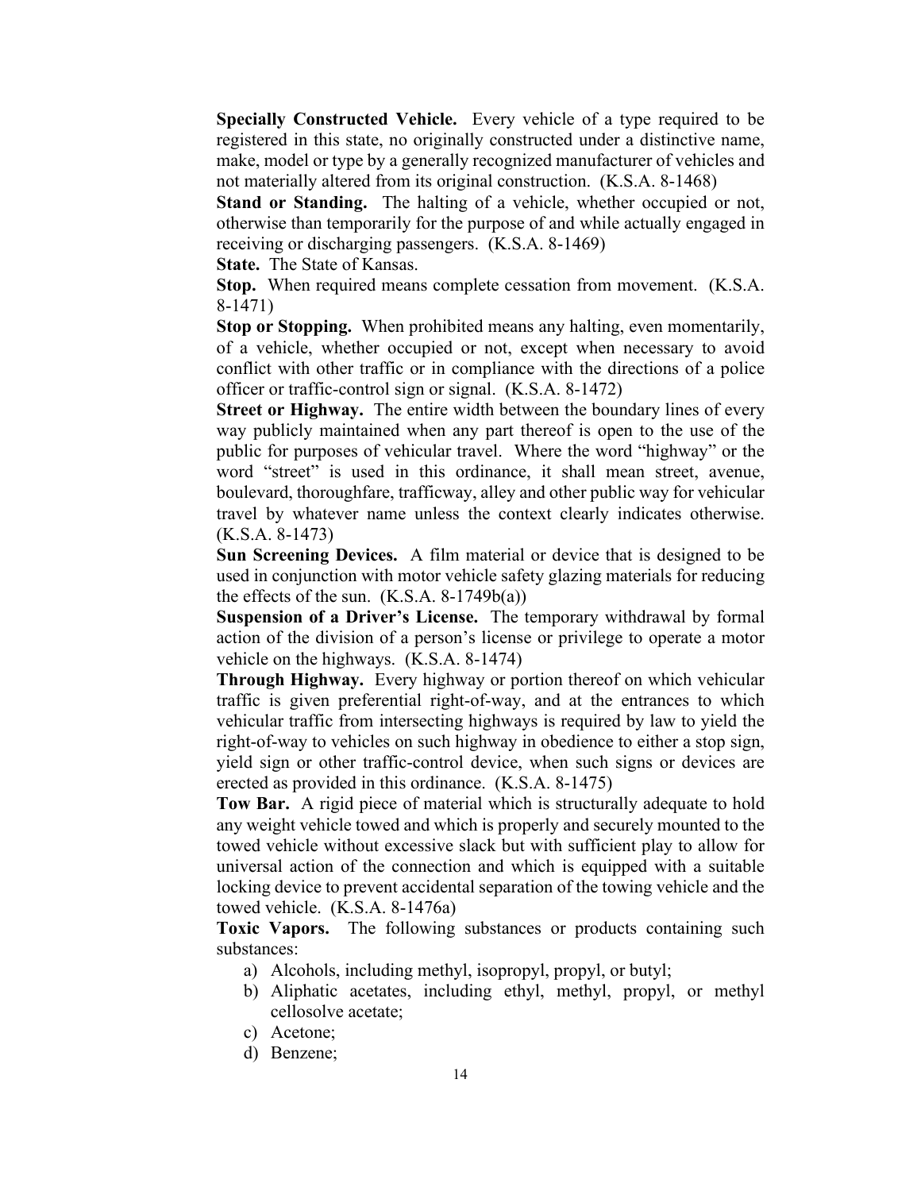**Specially Constructed Vehicle.** Every vehicle of a type required to be registered in this state, no originally constructed under a distinctive name, make, model or type by a generally recognized manufacturer of vehicles and not materially altered from its original construction. (K.S.A. 8-1468)

**Stand or Standing.** The halting of a vehicle, whether occupied or not, otherwise than temporarily for the purpose of and while actually engaged in receiving or discharging passengers. (K.S.A. 8-1469)

**State.** The State of Kansas.

**Stop.** When required means complete cessation from movement. (K.S.A. 8-1471)

**Stop or Stopping.** When prohibited means any halting, even momentarily, of a vehicle, whether occupied or not, except when necessary to avoid conflict with other traffic or in compliance with the directions of a police officer or traffic-control sign or signal. (K.S.A. 8-1472)

**Street or Highway.** The entire width between the boundary lines of every way publicly maintained when any part thereof is open to the use of the public for purposes of vehicular travel. Where the word "highway" or the word "street" is used in this ordinance, it shall mean street, avenue, boulevard, thoroughfare, trafficway, alley and other public way for vehicular travel by whatever name unless the context clearly indicates otherwise. (K.S.A. 8-1473)

**Sun Screening Devices.** A film material or device that is designed to be used in conjunction with motor vehicle safety glazing materials for reducing the effects of the sun. (K.S.A. 8-1749b(a))

**Suspension of a Driver's License.** The temporary withdrawal by formal action of the division of a person's license or privilege to operate a motor vehicle on the highways. (K.S.A. 8-1474)

**Through Highway.** Every highway or portion thereof on which vehicular traffic is given preferential right-of-way, and at the entrances to which vehicular traffic from intersecting highways is required by law to yield the right-of-way to vehicles on such highway in obedience to either a stop sign, yield sign or other traffic-control device, when such signs or devices are erected as provided in this ordinance. (K.S.A. 8-1475)

**Tow Bar.** A rigid piece of material which is structurally adequate to hold any weight vehicle towed and which is properly and securely mounted to the towed vehicle without excessive slack but with sufficient play to allow for universal action of the connection and which is equipped with a suitable locking device to prevent accidental separation of the towing vehicle and the towed vehicle. (K.S.A. 8-1476a)

**Toxic Vapors.** The following substances or products containing such substances:

a) Alcohols, including methyl, isopropyl, propyl, or butyl;
b) Aliphatic acetates, including ethyl, methyl, propyl, or methyl cellosolve acetate;
c) Acetone;
d) Benzene;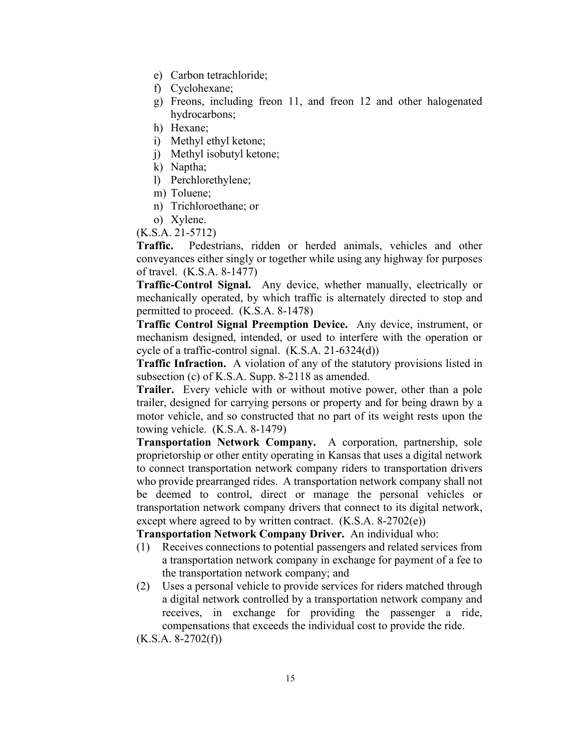e) Carbon tetrachloride;
f) Cyclohexane;
g) Freons, including freon 11, and freon 12 and other halogenated hydrocarbons;
h) Hexane;
i) Methyl ethyl ketone;
j) Methyl isobutyl ketone;
k) Naptha;
l) Perchlorethylene;
m) Toluene;
n) Trichloroethane; or
o) Xylene.

(K.S.A. 21-5712)

**Traffic.** Pedestrians, ridden or herded animals, vehicles and other conveyances either singly or together while using any highway for purposes of travel. (K.S.A. 8-1477)

**Traffic-Control Signal.** Any device, whether manually, electrically or mechanically operated, by which traffic is alternately directed to stop and permitted to proceed. (K.S.A. 8-1478)

**Traffic Control Signal Preemption Device.** Any device, instrument, or mechanism designed, intended, or used to interfere with the operation or cycle of a traffic-control signal. (K.S.A. 21-6324(d))

**Traffic Infraction.** A violation of any of the statutory provisions listed in subsection (c) of K.S.A. Supp. 8-2118 as amended.

**Trailer.** Every vehicle with or without motive power, other than a pole trailer, designed for carrying persons or property and for being drawn by a motor vehicle, and so constructed that no part of its weight rests upon the towing vehicle. (K.S.A. 8-1479)

**Transportation Network Company.** A corporation, partnership, sole proprietorship or other entity operating in Kansas that uses a digital network to connect transportation network company riders to transportation drivers who provide prearranged rides. A transportation network company shall not be deemed to control, direct or manage the personal vehicles or transportation network company drivers that connect to its digital network, except where agreed to by written contract. (K.S.A. 8-2702(e))

**Transportation Network Company Driver.** An individual who:

(1) Receives connections to potential passengers and related services from a transportation network company in exchange for payment of a fee to the transportation network company; and
(2) Uses a personal vehicle to provide services for riders matched through a digital network controlled by a transportation network company and receives, in exchange for providing the passenger a ride, compensations that exceeds the individual cost to provide the ride.

(K.S.A. 8-2702(f))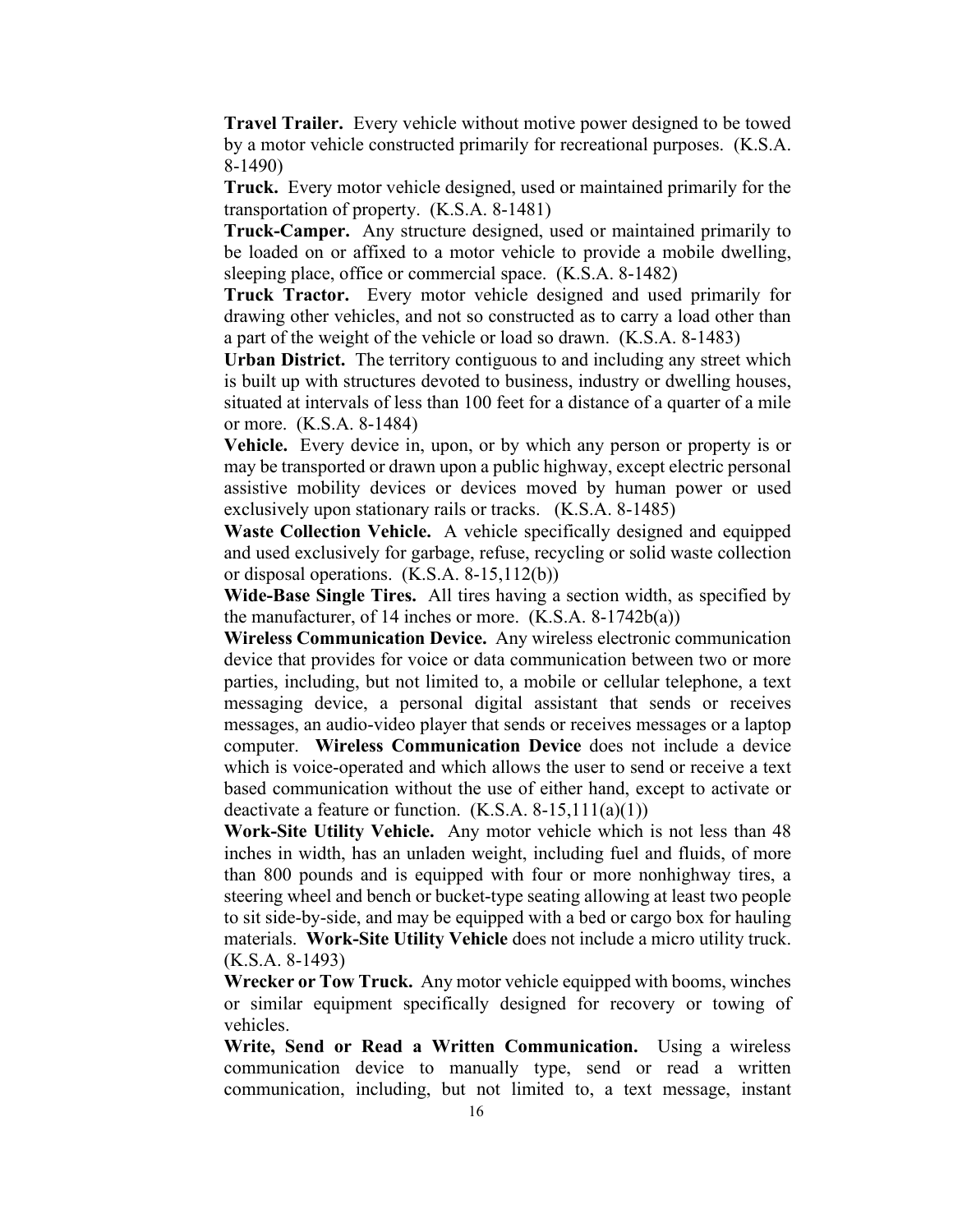**Travel Trailer.** Every vehicle without motive power designed to be towed by a motor vehicle constructed primarily for recreational purposes. (K.S.A. 8-1490)

**Truck.** Every motor vehicle designed, used or maintained primarily for the transportation of property. (K.S.A. 8-1481)

**Truck-Camper.** Any structure designed, used or maintained primarily to be loaded on or affixed to a motor vehicle to provide a mobile dwelling, sleeping place, office or commercial space. (K.S.A. 8-1482)

**Truck Tractor.** Every motor vehicle designed and used primarily for drawing other vehicles, and not so constructed as to carry a load other than a part of the weight of the vehicle or load so drawn. (K.S.A. 8-1483)

**Urban District.** The territory contiguous to and including any street which is built up with structures devoted to business, industry or dwelling houses, situated at intervals of less than 100 feet for a distance of a quarter of a mile or more. (K.S.A. 8-1484)

**Vehicle.** Every device in, upon, or by which any person or property is or may be transported or drawn upon a public highway, except electric personal assistive mobility devices or devices moved by human power or used exclusively upon stationary rails or tracks. (K.S.A. 8-1485)

**Waste Collection Vehicle.** A vehicle specifically designed and equipped and used exclusively for garbage, refuse, recycling or solid waste collection or disposal operations. (K.S.A. 8-15,112(b))

**Wide-Base Single Tires.** All tires having a section width, as specified by the manufacturer, of 14 inches or more. (K.S.A. 8-1742b(a))

**Wireless Communication Device.** Any wireless electronic communication device that provides for voice or data communication between two or more parties, including, but not limited to, a mobile or cellular telephone, a text messaging device, a personal digital assistant that sends or receives messages, an audio-video player that sends or receives messages or a laptop computer. **Wireless Communication Device** does not include a device which is voice-operated and which allows the user to send or receive a text based communication without the use of either hand, except to activate or deactivate a feature or function. (K.S.A. 8-15,111(a)(1))

**Work-Site Utility Vehicle.** Any motor vehicle which is not less than 48 inches in width, has an unladen weight, including fuel and fluids, of more than 800 pounds and is equipped with four or more nonhighway tires, a steering wheel and bench or bucket-type seating allowing at least two people to sit side-by-side, and may be equipped with a bed or cargo box for hauling materials. **Work-Site Utility Vehicle** does not include a micro utility truck. (K.S.A. 8-1493)

**Wrecker or Tow Truck.** Any motor vehicle equipped with booms, winches or similar equipment specifically designed for recovery or towing of vehicles.

**Write, Send or Read a Written Communication.** Using a wireless communication device to manually type, send or read a written communication, including, but not limited to, a text message, instant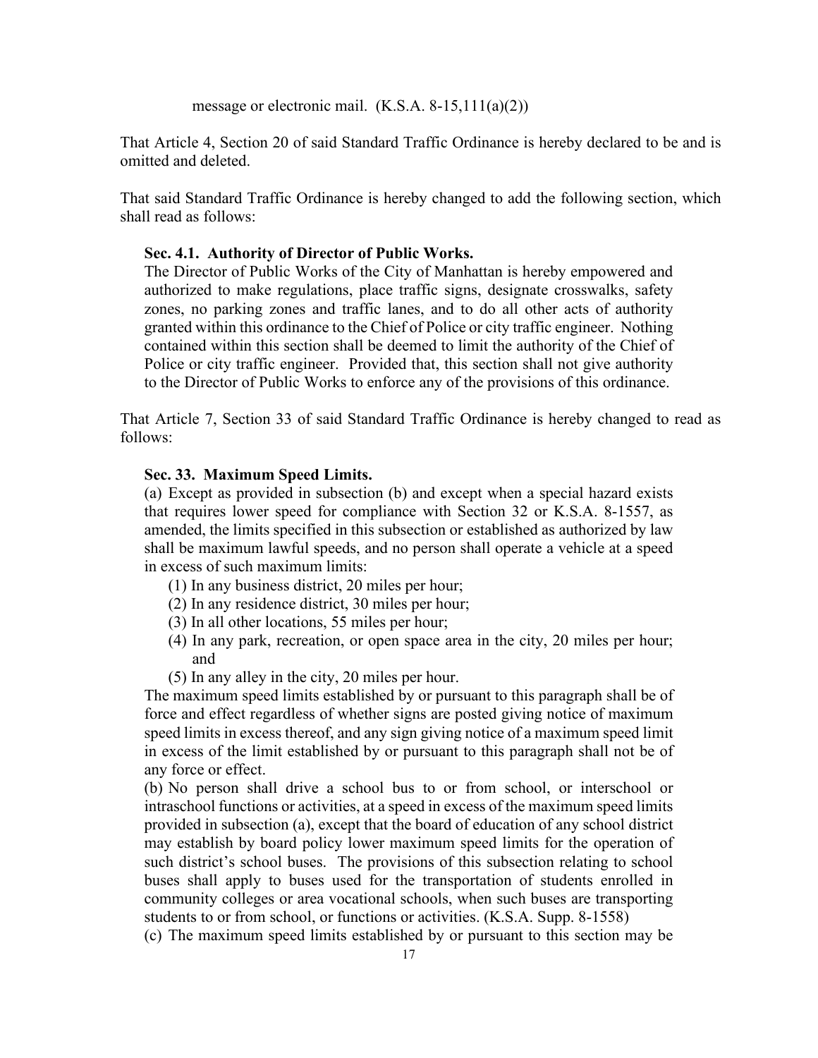message or electronic mail. (K.S.A. 8-15,111(a)(2))

That Article 4, Section 20 of said Standard Traffic Ordinance is hereby declared to be and is omitted and deleted.

That said Standard Traffic Ordinance is hereby changed to add the following section, which shall read as follows:

**Sec. 4.1. Authority of Director of Public Works.**
The Director of Public Works of the City of Manhattan is hereby empowered and authorized to make regulations, place traffic signs, designate crosswalks, safety zones, no parking zones and traffic lanes, and to do all other acts of authority granted within this ordinance to the Chief of Police or city traffic engineer. Nothing contained within this section shall be deemed to limit the authority of the Chief of Police or city traffic engineer. Provided that, this section shall not give authority to the Director of Public Works to enforce any of the provisions of this ordinance.

That Article 7, Section 33 of said Standard Traffic Ordinance is hereby changed to read as follows:

**Sec. 33. Maximum Speed Limits.**
(a) Except as provided in subsection (b) and except when a special hazard exists that requires lower speed for compliance with Section 32 or K.S.A. 8-1557, as amended, the limits specified in this subsection or established as authorized by law shall be maximum lawful speeds, and no person shall operate a vehicle at a speed in excess of such maximum limits:

(1) In any business district, 20 miles per hour;
(2) In any residence district, 30 miles per hour;
(3) In all other locations, 55 miles per hour;
(4) In any park, recreation, or open space area in the city, 20 miles per hour; and
(5) In any alley in the city, 20 miles per hour.

The maximum speed limits established by or pursuant to this paragraph shall be of force and effect regardless of whether signs are posted giving notice of maximum speed limits in excess thereof, and any sign giving notice of a maximum speed limit in excess of the limit established by or pursuant to this paragraph shall not be of any force or effect.

(b) No person shall drive a school bus to or from school, or interschool or intraschool functions or activities, at a speed in excess of the maximum speed limits provided in subsection (a), except that the board of education of any school district may establish by board policy lower maximum speed limits for the operation of such district's school buses. The provisions of this subsection relating to school buses shall apply to buses used for the transportation of students enrolled in community colleges or area vocational schools, when such buses are transporting students to or from school, or functions or activities. (K.S.A. Supp. 8-1558)

(c) The maximum speed limits established by or pursuant to this section may be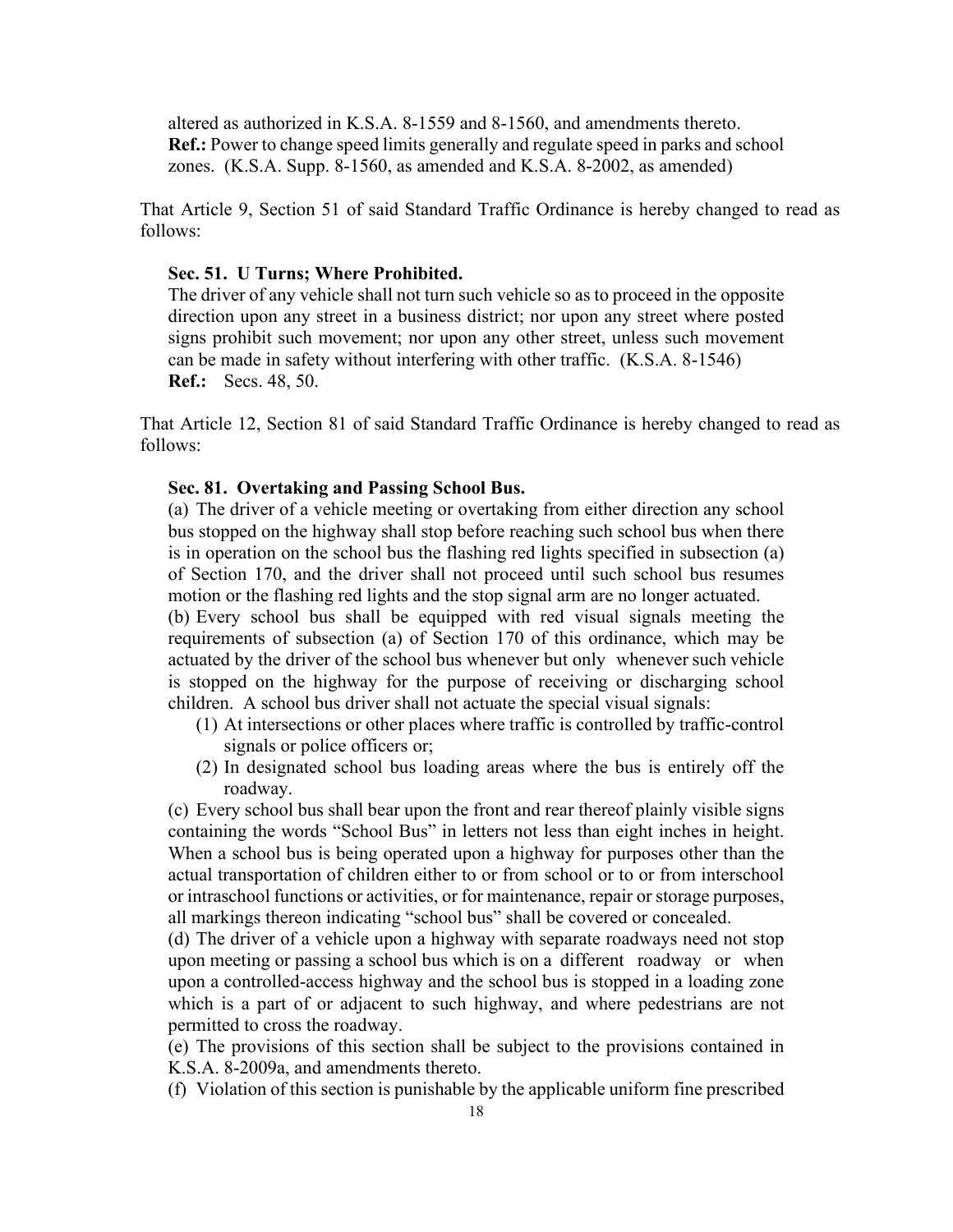altered as authorized in K.S.A. 8-1559 and 8-1560, and amendments thereto.
**Ref.:** Power to change speed limits generally and regulate speed in parks and school zones. (K.S.A. Supp. 8-1560, as amended and K.S.A. 8-2002, as amended)

That Article 9, Section 51 of said Standard Traffic Ordinance is hereby changed to read as follows:

**Sec. 51. U Turns; Where Prohibited.**
The driver of any vehicle shall not turn such vehicle so as to proceed in the opposite direction upon any street in a business district; nor upon any street where posted signs prohibit such movement; nor upon any other street, unless such movement can be made in safety without interfering with other traffic. (K.S.A. 8-1546)
**Ref.:** Secs. 48, 50.

That Article 12, Section 81 of said Standard Traffic Ordinance is hereby changed to read as follows:

**Sec. 81. Overtaking and Passing School Bus.**
(a) The driver of a vehicle meeting or overtaking from either direction any school bus stopped on the highway shall stop before reaching such school bus when there is in operation on the school bus the flashing red lights specified in subsection (a) of Section 170, and the driver shall not proceed until such school bus resumes motion or the flashing red lights and the stop signal arm are no longer actuated.
(b) Every school bus shall be equipped with red visual signals meeting the requirements of subsection (a) of Section 170 of this ordinance, which may be actuated by the driver of the school bus whenever but only whenever such vehicle is stopped on the highway for the purpose of receiving or discharging school children. A school bus driver shall not actuate the special visual signals:

(1) At intersections or other places where traffic is controlled by traffic-control signals or police officers or;
(2) In designated school bus loading areas where the bus is entirely off the roadway.

(c) Every school bus shall bear upon the front and rear thereof plainly visible signs containing the words "School Bus" in letters not less than eight inches in height. When a school bus is being operated upon a highway for purposes other than the actual transportation of children either to or from school or to or from interschool or intraschool functions or activities, or for maintenance, repair or storage purposes, all markings thereon indicating "school bus" shall be covered or concealed.
(d) The driver of a vehicle upon a highway with separate roadways need not stop upon meeting or passing a school bus which is on a different roadway or when upon a controlled-access highway and the school bus is stopped in a loading zone which is a part of or adjacent to such highway, and where pedestrians are not permitted to cross the roadway.
(e) The provisions of this section shall be subject to the provisions contained in K.S.A. 8-2009a, and amendments thereto.
(f) Violation of this section is punishable by the applicable uniform fine prescribed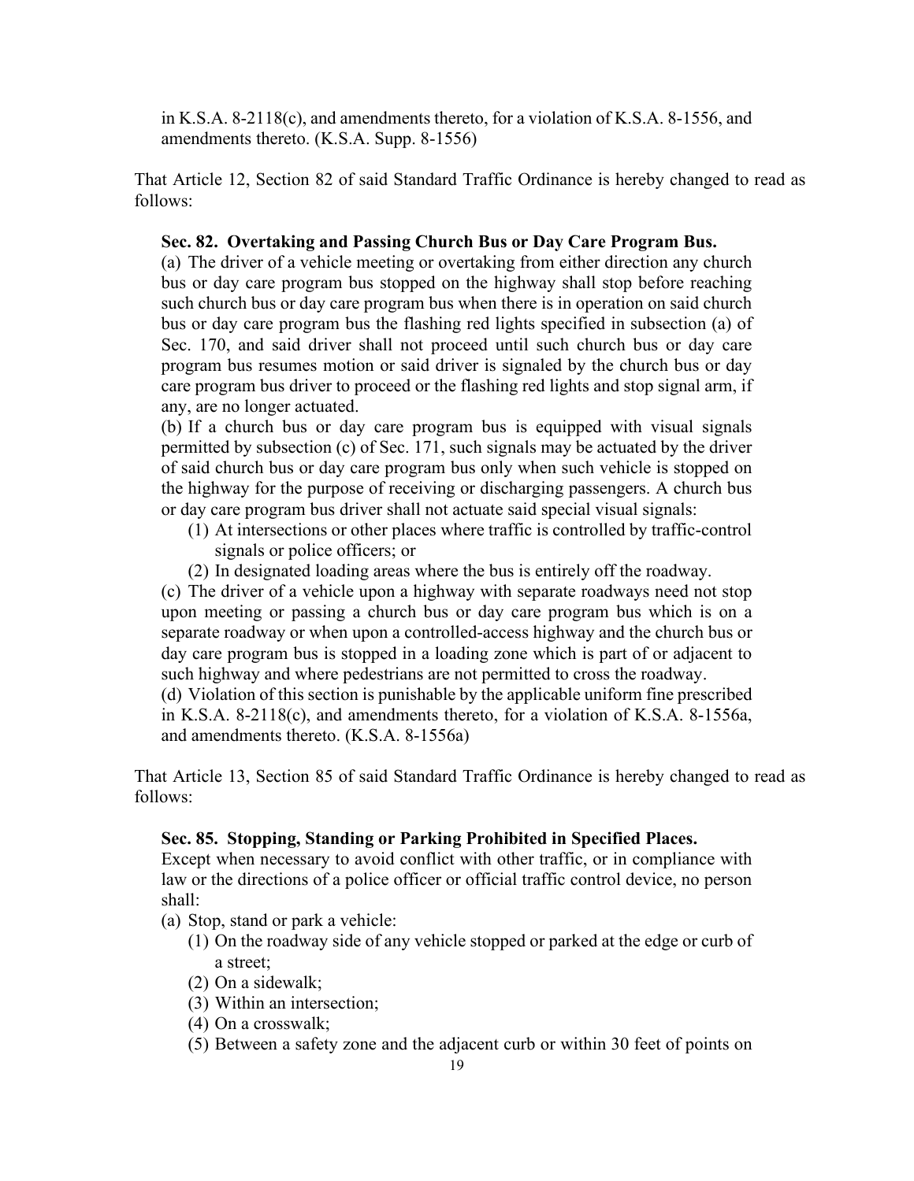in K.S.A. 8-2118(c), and amendments thereto, for a violation of K.S.A. 8-1556, and amendments thereto. (K.S.A. Supp. 8-1556)

That Article 12, Section 82 of said Standard Traffic Ordinance is hereby changed to read as follows:

**Sec. 82. Overtaking and Passing Church Bus or Day Care Program Bus.**

(a) The driver of a vehicle meeting or overtaking from either direction any church bus or day care program bus stopped on the highway shall stop before reaching such church bus or day care program bus when there is in operation on said church bus or day care program bus the flashing red lights specified in subsection (a) of Sec. 170, and said driver shall not proceed until such church bus or day care program bus resumes motion or said driver is signaled by the church bus or day care program bus driver to proceed or the flashing red lights and stop signal arm, if any, are no longer actuated.

(b) If a church bus or day care program bus is equipped with visual signals permitted by subsection (c) of Sec. 171, such signals may be actuated by the driver of said church bus or day care program bus only when such vehicle is stopped on the highway for the purpose of receiving or discharging passengers. A church bus or day care program bus driver shall not actuate said special visual signals:

(1) At intersections or other places where traffic is controlled by traffic-control signals or police officers; or

(2) In designated loading areas where the bus is entirely off the roadway.

(c) The driver of a vehicle upon a highway with separate roadways need not stop upon meeting or passing a church bus or day care program bus which is on a separate roadway or when upon a controlled-access highway and the church bus or day care program bus is stopped in a loading zone which is part of or adjacent to such highway and where pedestrians are not permitted to cross the roadway.

(d) Violation of this section is punishable by the applicable uniform fine prescribed in K.S.A. 8-2118(c), and amendments thereto, for a violation of K.S.A. 8-1556a, and amendments thereto. (K.S.A. 8-1556a)

That Article 13, Section 85 of said Standard Traffic Ordinance is hereby changed to read as follows:

**Sec. 85. Stopping, Standing or Parking Prohibited in Specified Places.**

Except when necessary to avoid conflict with other traffic, or in compliance with law or the directions of a police officer or official traffic control device, no person shall:

(a) Stop, stand or park a vehicle:

(1) On the roadway side of any vehicle stopped or parked at the edge or curb of a street;

(2) On a sidewalk;

(3) Within an intersection;

(4) On a crosswalk;

(5) Between a safety zone and the adjacent curb or within 30 feet of points on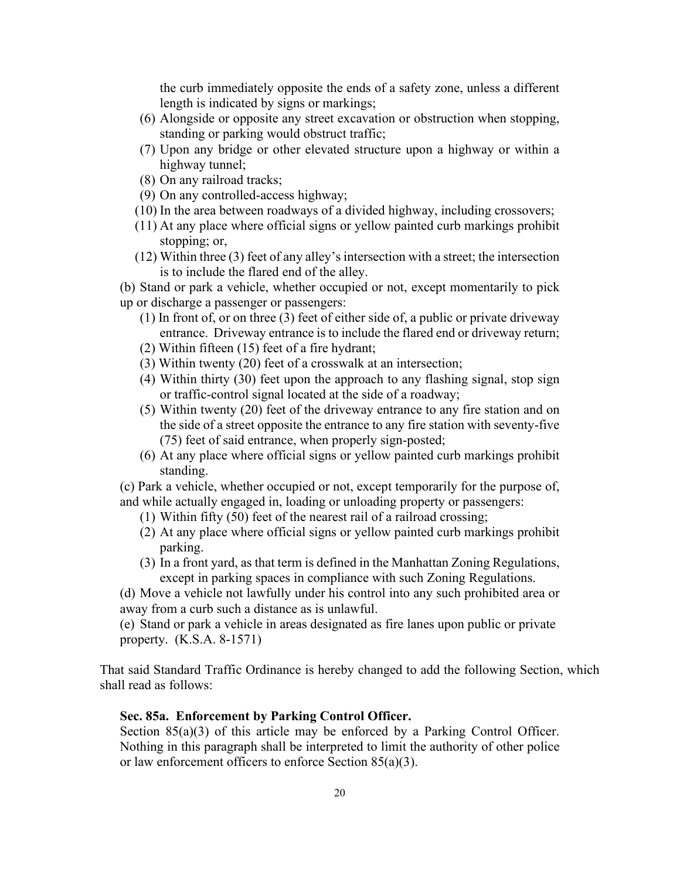the curb immediately opposite the ends of a safety zone, unless a different length is indicated by signs or markings;

(6) Alongside or opposite any street excavation or obstruction when stopping, standing or parking would obstruct traffic;

(7) Upon any bridge or other elevated structure upon a highway or within a highway tunnel;

(8) On any railroad tracks;

(9) On any controlled-access highway;

(10) In the area between roadways of a divided highway, including crossovers;

(11) At any place where official signs or yellow painted curb markings prohibit stopping; or,

(12) Within three (3) feet of any alley's intersection with a street; the intersection is to include the flared end of the alley.

(b) Stand or park a vehicle, whether occupied or not, except momentarily to pick up or discharge a passenger or passengers:

(1) In front of, or on three (3) feet of either side of, a public or private driveway entrance. Driveway entrance is to include the flared end or driveway return;

(2) Within fifteen (15) feet of a fire hydrant;

(3) Within twenty (20) feet of a crosswalk at an intersection;

(4) Within thirty (30) feet upon the approach to any flashing signal, stop sign or traffic-control signal located at the side of a roadway;

(5) Within twenty (20) feet of the driveway entrance to any fire station and on the side of a street opposite the entrance to any fire station with seventy-five (75) feet of said entrance, when properly sign-posted;

(6) At any place where official signs or yellow painted curb markings prohibit standing.

(c) Park a vehicle, whether occupied or not, except temporarily for the purpose of, and while actually engaged in, loading or unloading property or passengers:

(1) Within fifty (50) feet of the nearest rail of a railroad crossing;

(2) At any place where official signs or yellow painted curb markings prohibit parking.

(3) In a front yard, as that term is defined in the Manhattan Zoning Regulations, except in parking spaces in compliance with such Zoning Regulations.

(d) Move a vehicle not lawfully under his control into any such prohibited area or away from a curb such a distance as is unlawful.

(e) Stand or park a vehicle in areas designated as fire lanes upon public or private property. (K.S.A. 8-1571)

That said Standard Traffic Ordinance is hereby changed to add the following Section, which shall read as follows:

**Sec. 85a. Enforcement by Parking Control Officer.**

Section 85(a)(3) of this article may be enforced by a Parking Control Officer. Nothing in this paragraph shall be interpreted to limit the authority of other police or law enforcement officers to enforce Section 85(a)(3).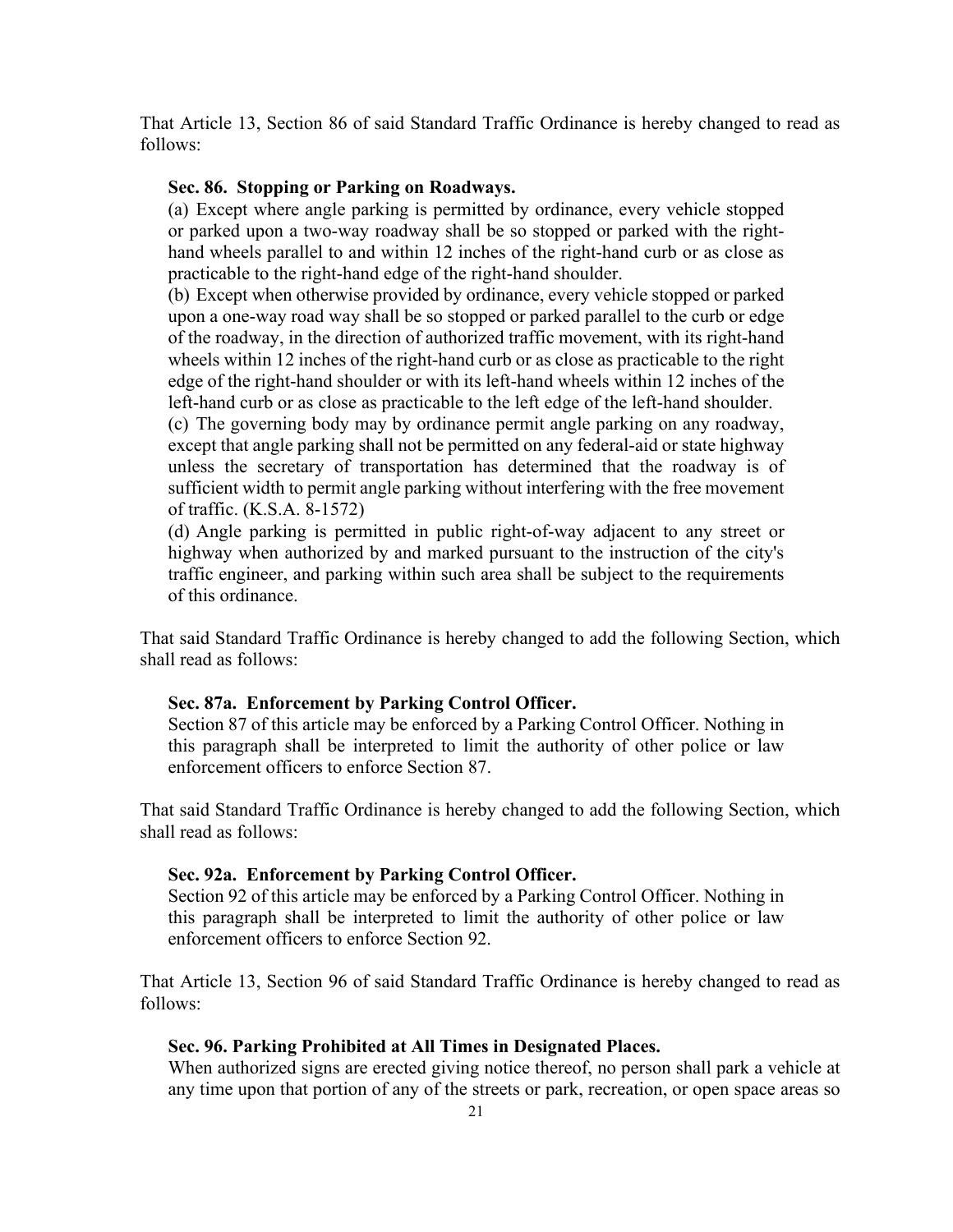That Article 13, Section 86 of said Standard Traffic Ordinance is hereby changed to read as follows:

**Sec. 86. Stopping or Parking on Roadways.**

(a) Except where angle parking is permitted by ordinance, every vehicle stopped or parked upon a two-way roadway shall be so stopped or parked with the right-hand wheels parallel to and within 12 inches of the right-hand curb or as close as practicable to the right-hand edge of the right-hand shoulder.

(b) Except when otherwise provided by ordinance, every vehicle stopped or parked upon a one-way road way shall be so stopped or parked parallel to the curb or edge of the roadway, in the direction of authorized traffic movement, with its right-hand wheels within 12 inches of the right-hand curb or as close as practicable to the right edge of the right-hand shoulder or with its left-hand wheels within 12 inches of the left-hand curb or as close as practicable to the left edge of the left-hand shoulder.

(c) The governing body may by ordinance permit angle parking on any roadway, except that angle parking shall not be permitted on any federal-aid or state highway unless the secretary of transportation has determined that the roadway is of sufficient width to permit angle parking without interfering with the free movement of traffic. (K.S.A. 8-1572)

(d) Angle parking is permitted in public right-of-way adjacent to any street or highway when authorized by and marked pursuant to the instruction of the city's traffic engineer, and parking within such area shall be subject to the requirements of this ordinance.

That said Standard Traffic Ordinance is hereby changed to add the following Section, which shall read as follows:

**Sec. 87a. Enforcement by Parking Control Officer.**

Section 87 of this article may be enforced by a Parking Control Officer. Nothing in this paragraph shall be interpreted to limit the authority of other police or law enforcement officers to enforce Section 87.

That said Standard Traffic Ordinance is hereby changed to add the following Section, which shall read as follows:

**Sec. 92a. Enforcement by Parking Control Officer.**

Section 92 of this article may be enforced by a Parking Control Officer. Nothing in this paragraph shall be interpreted to limit the authority of other police or law enforcement officers to enforce Section 92.

That Article 13, Section 96 of said Standard Traffic Ordinance is hereby changed to read as follows:

**Sec. 96. Parking Prohibited at All Times in Designated Places.**

When authorized signs are erected giving notice thereof, no person shall park a vehicle at any time upon that portion of any of the streets or park, recreation, or open space areas so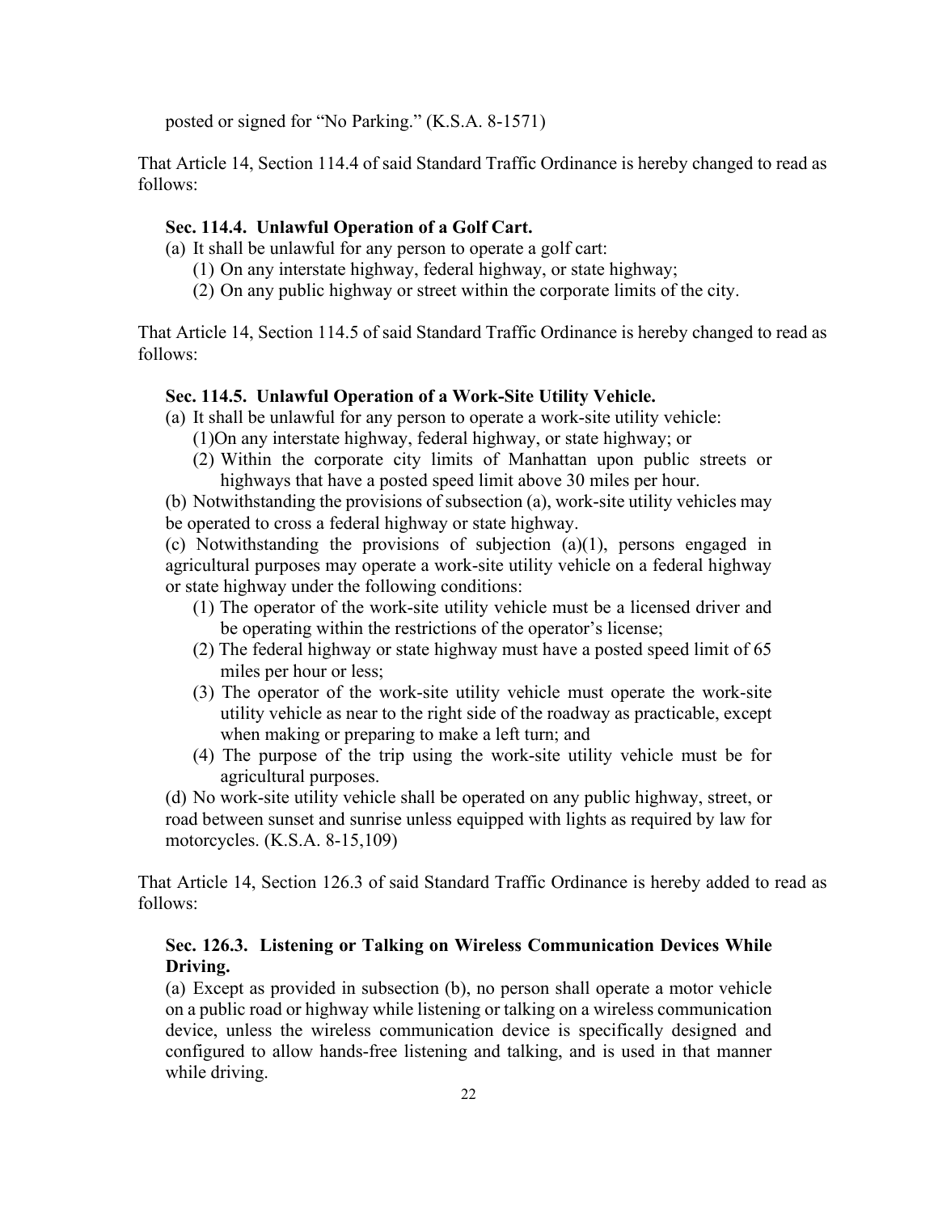posted or signed for "No Parking." (K.S.A. 8-1571)

That Article 14, Section 114.4 of said Standard Traffic Ordinance is hereby changed to read as follows:

**Sec. 114.4. Unlawful Operation of a Golf Cart.**

(a) It shall be unlawful for any person to operate a golf cart:

   (1) On any interstate highway, federal highway, or state highway;

   (2) On any public highway or street within the corporate limits of the city.

That Article 14, Section 114.5 of said Standard Traffic Ordinance is hereby changed to read as follows:

**Sec. 114.5. Unlawful Operation of a Work-Site Utility Vehicle.**

(a) It shall be unlawful for any person to operate a work-site utility vehicle:

   (1)On any interstate highway, federal highway, or state highway; or

   (2) Within the corporate city limits of Manhattan upon public streets or highways that have a posted speed limit above 30 miles per hour.

(b) Notwithstanding the provisions of subsection (a), work-site utility vehicles may be operated to cross a federal highway or state highway.

(c) Notwithstanding the provisions of subjection (a)(1), persons engaged in agricultural purposes may operate a work-site utility vehicle on a federal highway or state highway under the following conditions:

   (1) The operator of the work-site utility vehicle must be a licensed driver and be operating within the restrictions of the operator's license;

   (2) The federal highway or state highway must have a posted speed limit of 65 miles per hour or less;

   (3) The operator of the work-site utility vehicle must operate the work-site utility vehicle as near to the right side of the roadway as practicable, except when making or preparing to make a left turn; and

   (4) The purpose of the trip using the work-site utility vehicle must be for agricultural purposes.

(d) No work-site utility vehicle shall be operated on any public highway, street, or road between sunset and sunrise unless equipped with lights as required by law for motorcycles. (K.S.A. 8-15,109)

That Article 14, Section 126.3 of said Standard Traffic Ordinance is hereby added to read as follows:

**Sec. 126.3. Listening or Talking on Wireless Communication Devices While Driving.**

(a) Except as provided in subsection (b), no person shall operate a motor vehicle on a public road or highway while listening or talking on a wireless communication device, unless the wireless communication device is specifically designed and configured to allow hands-free listening and talking, and is used in that manner while driving.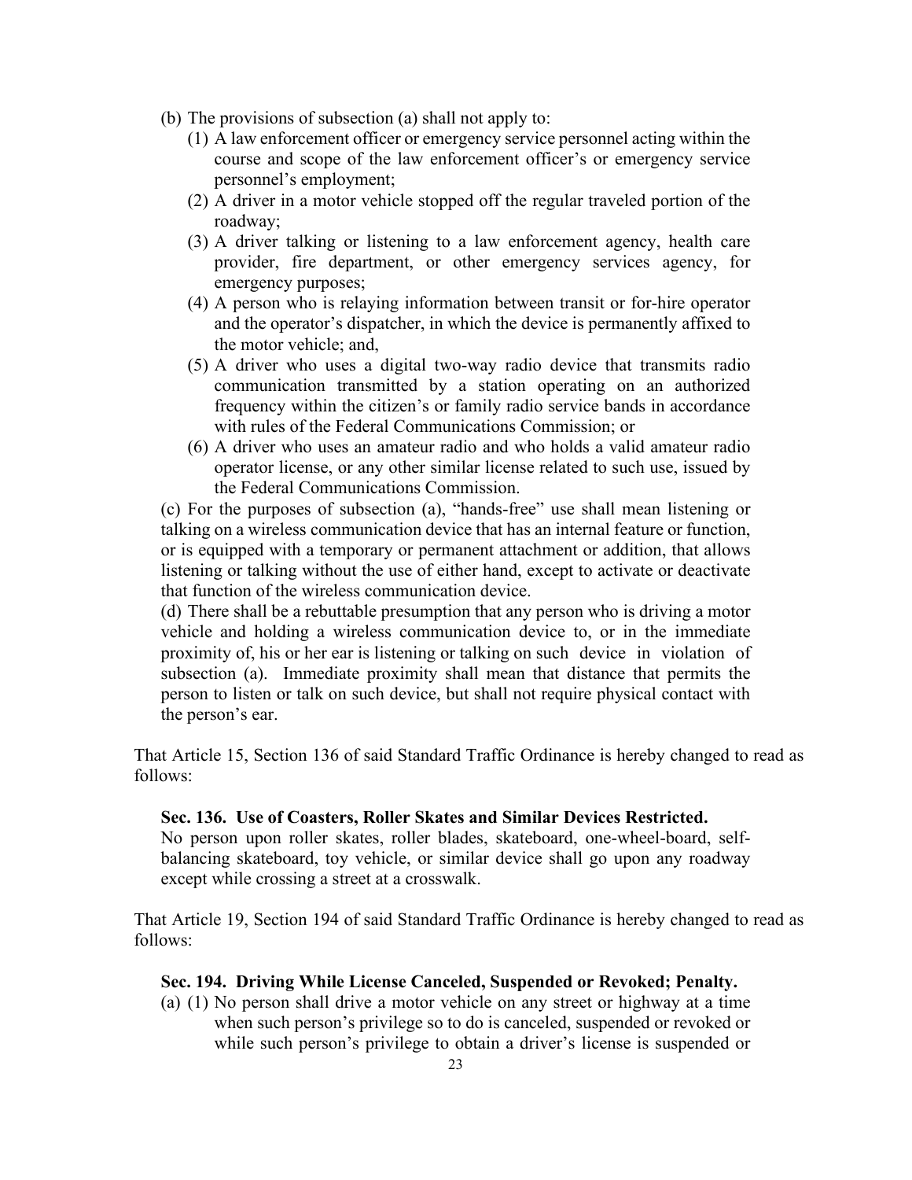(b) The provisions of subsection (a) shall not apply to:

(1) A law enforcement officer or emergency service personnel acting within the course and scope of the law enforcement officer's or emergency service personnel's employment;

(2) A driver in a motor vehicle stopped off the regular traveled portion of the roadway;

(3) A driver talking or listening to a law enforcement agency, health care provider, fire department, or other emergency services agency, for emergency purposes;

(4) A person who is relaying information between transit or for-hire operator and the operator's dispatcher, in which the device is permanently affixed to the motor vehicle; and,

(5) A driver who uses a digital two-way radio device that transmits radio communication transmitted by a station operating on an authorized frequency within the citizen's or family radio service bands in accordance with rules of the Federal Communications Commission; or

(6) A driver who uses an amateur radio and who holds a valid amateur radio operator license, or any other similar license related to such use, issued by the Federal Communications Commission.

(c) For the purposes of subsection (a), "hands-free" use shall mean listening or talking on a wireless communication device that has an internal feature or function, or is equipped with a temporary or permanent attachment or addition, that allows listening or talking without the use of either hand, except to activate or deactivate that function of the wireless communication device.

(d) There shall be a rebuttable presumption that any person who is driving a motor vehicle and holding a wireless communication device to, or in the immediate proximity of, his or her ear is listening or talking on such device in violation of subsection (a). Immediate proximity shall mean that distance that permits the person to listen or talk on such device, but shall not require physical contact with the person's ear.

That Article 15, Section 136 of said Standard Traffic Ordinance is hereby changed to read as follows:

**Sec. 136. Use of Coasters, Roller Skates and Similar Devices Restricted.**

No person upon roller skates, roller blades, skateboard, one-wheel-board, self-balancing skateboard, toy vehicle, or similar device shall go upon any roadway except while crossing a street at a crosswalk.

That Article 19, Section 194 of said Standard Traffic Ordinance is hereby changed to read as follows:

**Sec. 194. Driving While License Canceled, Suspended or Revoked; Penalty.**

(a) (1) No person shall drive a motor vehicle on any street or highway at a time when such person's privilege so to do is canceled, suspended or revoked or while such person's privilege to obtain a driver's license is suspended or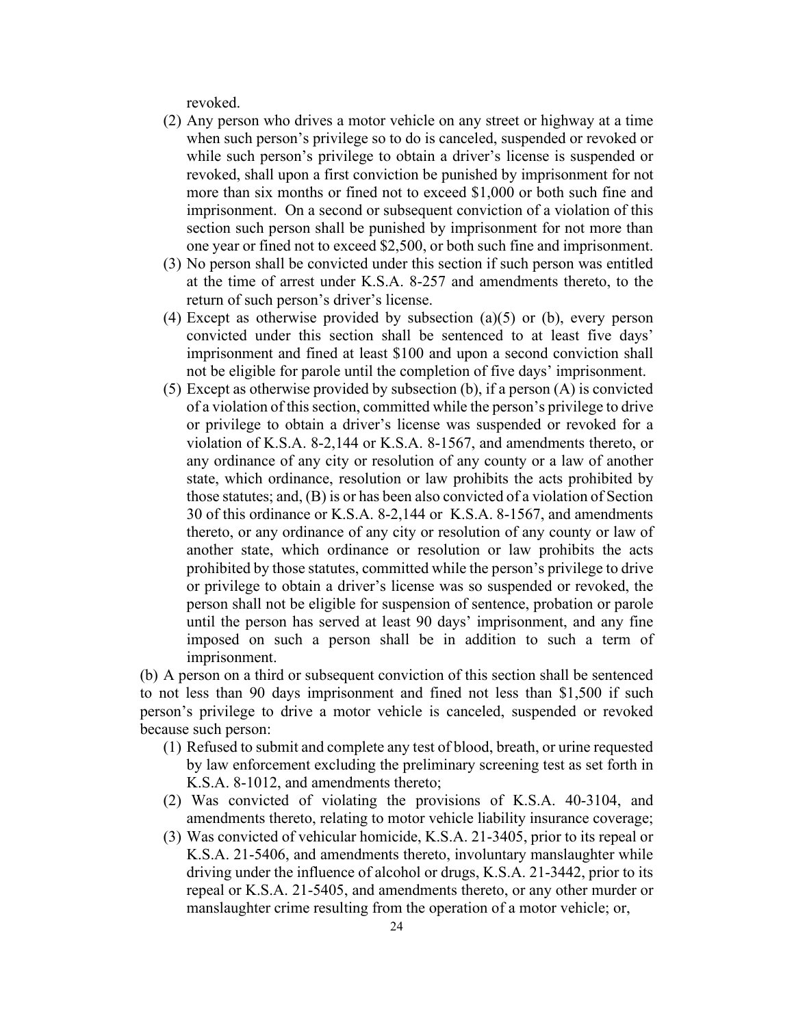revoked.

(2) Any person who drives a motor vehicle on any street or highway at a time when such person's privilege so to do is canceled, suspended or revoked or while such person's privilege to obtain a driver's license is suspended or revoked, shall upon a first conviction be punished by imprisonment for not more than six months or fined not to exceed $1,000 or both such fine and imprisonment. On a second or subsequent conviction of a violation of this section such person shall be punished by imprisonment for not more than one year or fined not to exceed $2,500, or both such fine and imprisonment.

(3) No person shall be convicted under this section if such person was entitled at the time of arrest under K.S.A. 8-257 and amendments thereto, to the return of such person's driver's license.

(4) Except as otherwise provided by subsection (a)(5) or (b), every person convicted under this section shall be sentenced to at least five days' imprisonment and fined at least $100 and upon a second conviction shall not be eligible for parole until the completion of five days' imprisonment.

(5) Except as otherwise provided by subsection (b), if a person (A) is convicted of a violation of this section, committed while the person's privilege to drive or privilege to obtain a driver's license was suspended or revoked for a violation of K.S.A. 8-2,144 or K.S.A. 8-1567, and amendments thereto, or any ordinance of any city or resolution of any county or a law of another state, which ordinance, resolution or law prohibits the acts prohibited by those statutes; and, (B) is or has been also convicted of a violation of Section 30 of this ordinance or K.S.A. 8-2,144 or K.S.A. 8-1567, and amendments thereto, or any ordinance of any city or resolution of any county or law of another state, which ordinance or resolution or law prohibits the acts prohibited by those statutes, committed while the person's privilege to drive or privilege to obtain a driver's license was so suspended or revoked, the person shall not be eligible for suspension of sentence, probation or parole until the person has served at least 90 days' imprisonment, and any fine imposed on such a person shall be in addition to such a term of imprisonment.

(b) A person on a third or subsequent conviction of this section shall be sentenced to not less than 90 days imprisonment and fined not less than $1,500 if such person's privilege to drive a motor vehicle is canceled, suspended or revoked because such person:

(1) Refused to submit and complete any test of blood, breath, or urine requested by law enforcement excluding the preliminary screening test as set forth in K.S.A. 8-1012, and amendments thereto;

(2) Was convicted of violating the provisions of K.S.A. 40-3104, and amendments thereto, relating to motor vehicle liability insurance coverage;

(3) Was convicted of vehicular homicide, K.S.A. 21-3405, prior to its repeal or K.S.A. 21-5406, and amendments thereto, involuntary manslaughter while driving under the influence of alcohol or drugs, K.S.A. 21-3442, prior to its repeal or K.S.A. 21-5405, and amendments thereto, or any other murder or manslaughter crime resulting from the operation of a motor vehicle; or,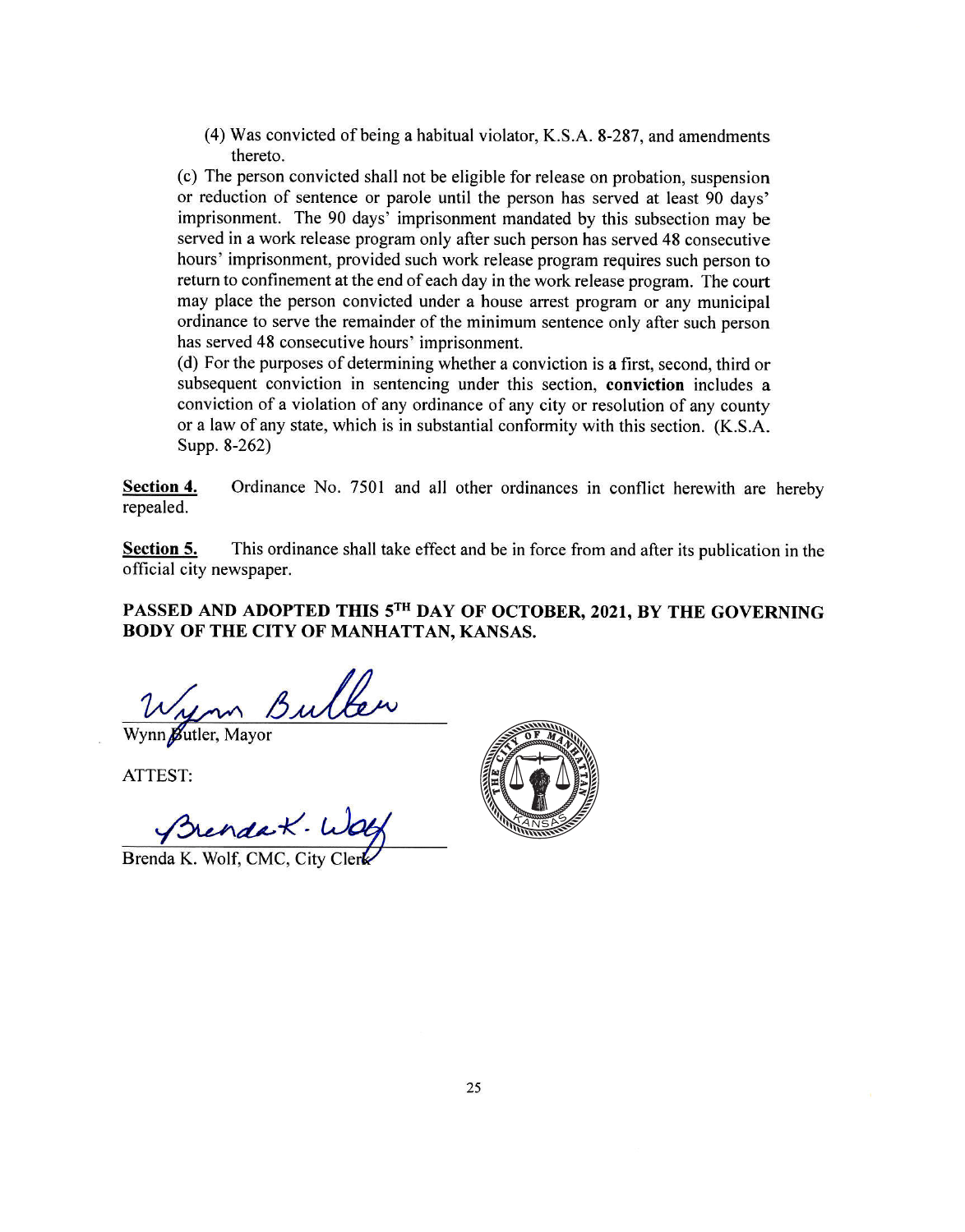(4) Was convicted of being a habitual violator, K.S.A. 8-287, and amendments thereto.

(c) The person convicted shall not be eligible for release on probation, suspension or reduction of sentence or parole until the person has served at least 90 days' imprisonment. The 90 days' imprisonment mandated by this subsection may be served in a work release program only after such person has served 48 consecutive hours' imprisonment, provided such work release program requires such person to return to confinement at the end of each day in the work release program. The court may place the person convicted under a house arrest program or any municipal ordinance to serve the remainder of the minimum sentence only after such person has served 48 consecutive hours' imprisonment.

(d) For the purposes of determining whether a conviction is a first, second, third or subsequent conviction in sentencing under this section, **conviction** includes a conviction of a violation of any ordinance of any city or resolution of any county or a law of any state, which is in substantial conformity with this section. (K.S.A. Supp. 8-262)

**Section 4.** Ordinance No. 7501 and all other ordinances in conflict herewith are hereby repealed.

**Section 5.** This ordinance shall take effect and be in force from and after its publication in the official city newspaper.

**PASSED AND ADOPTED THIS 5TH DAY OF OCTOBER, 2021, BY THE GOVERNING BODY OF THE CITY OF MANHATTAN, KANSAS.**

Wynn Butler

Wynn Butler, Mayor

ATTEST:

Brenda K. Wolf

Brenda K. Wolf, CMC, City Clerk

THE CITY OF MANHATTAN KANSAS